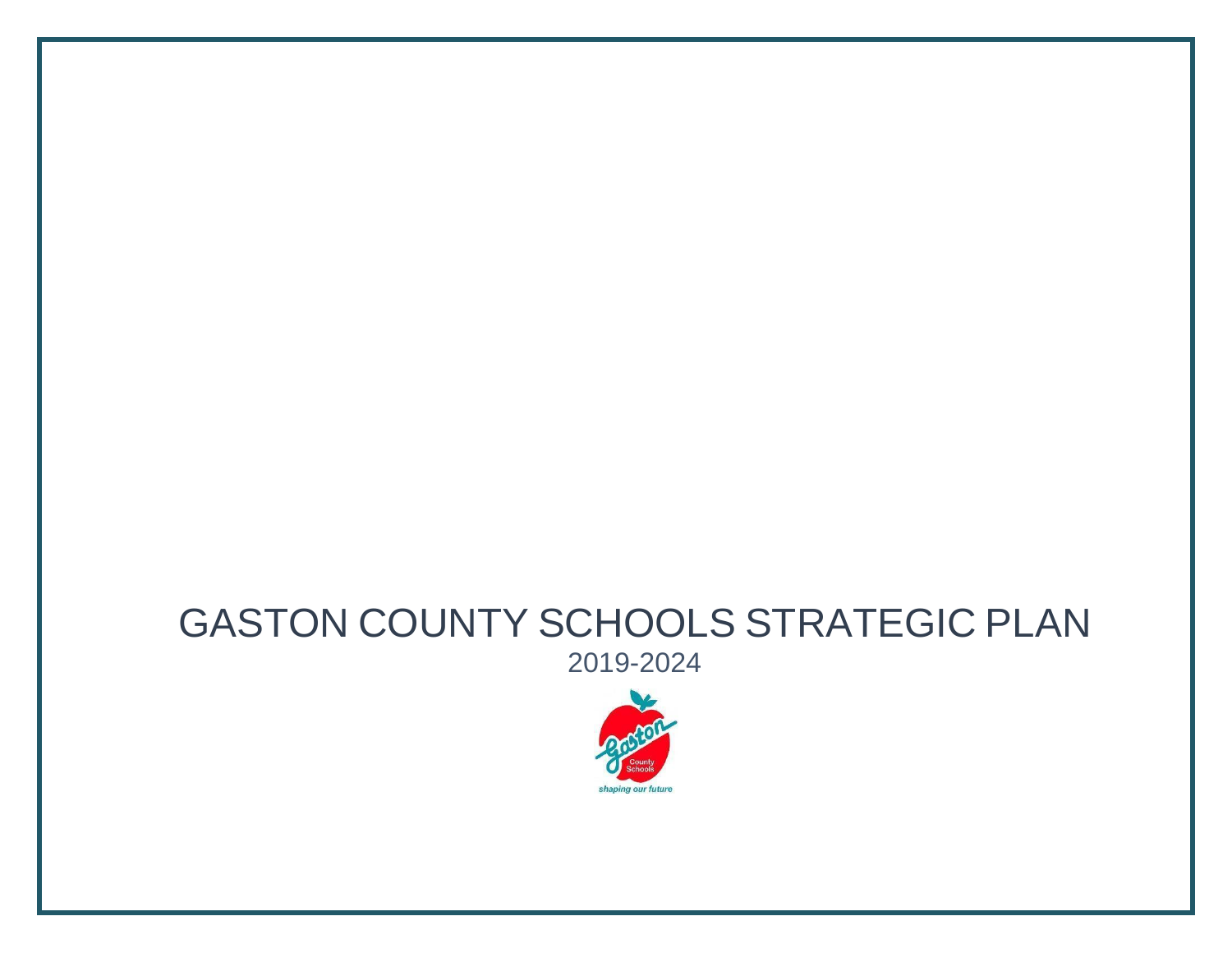# GASTON COUNTY SCHOOLS STRATEGIC PLAN

2019-2024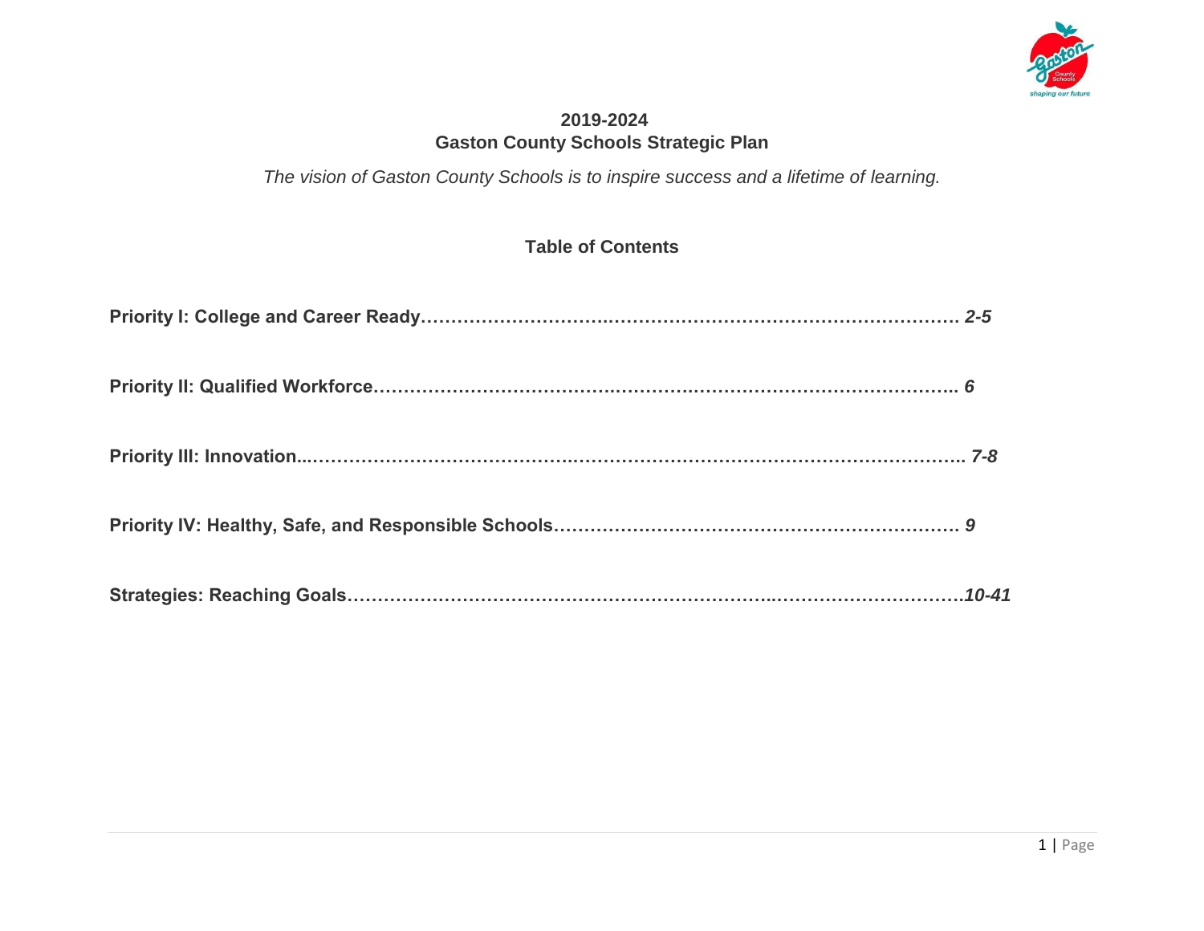# 2019-2024
# Gaston County Schools Strategic Plan

*The vision of Gaston County Schools is to inspire success and a lifetime of learning.*

## Table of Contents

**Priority I: College and Career Ready………………………………………………………………………… *2-5***

**Priority II: Qualified Workforce………………………………………………………………………………….. *6***

**Priority III: Innovation...………………………………………………………………………………………….. *7-8***

**Priority IV: Healthy, Safe, and Responsible Schools…………………………………………………………. *9***

**Strategies: Reaching Goals……………………………………………………………………………………….*10-41***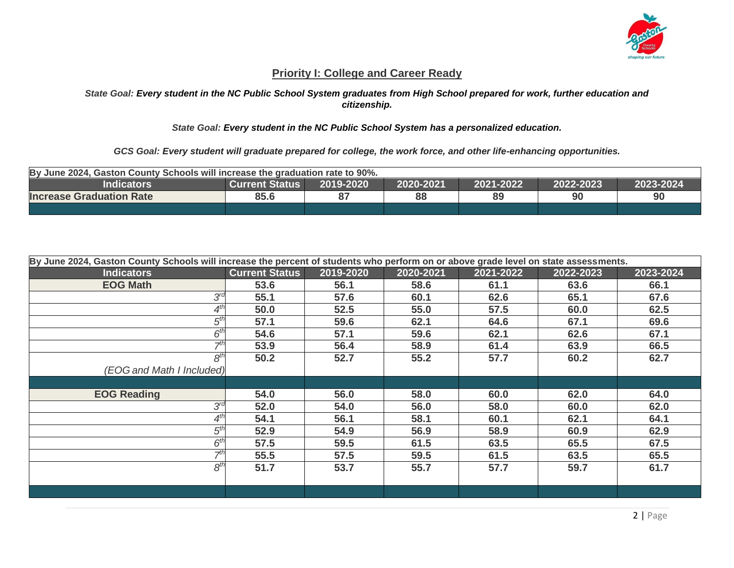## Priority I: College and Career Ready

*State Goal:* ***Every student in the NC Public School System graduates from High School prepared for work, further education and citizenship.***

*State Goal:* ***Every student in the NC Public School System has a personalized education.***

***GCS Goal: Every student will graduate prepared for college, the work force, and other life-enhancing opportunities.***

| By June 2024, Gaston County Schools will increase the graduation rate to 90%. | | | | | | |
|---|---|---|---|---|---|---|
| **Indicators** | **Current Status** | **2019-2020** | **2020-2021** | **2021-2022** | **2022-2023** | **2023-2024** |
| **Increase Graduation Rate** | **85.6** | **87** | **88** | **89** | **90** | **90** |
| | | | | | | |

| By June 2024, Gaston County Schools will increase the percent of students who perform on or above grade level on state assessments. | | | | | | |
|---|---|---|---|---|---|---|
| **Indicators** | **Current Status** | **2019-2020** | **2020-2021** | **2021-2022** | **2022-2023** | **2023-2024** |
| **EOG Math** | **53.6** | **56.1** | **58.6** | **61.1** | **63.6** | **66.1** |
| *3rd* | **55.1** | **57.6** | **60.1** | **62.6** | **65.1** | **67.6** |
| *4th* | **50.0** | **52.5** | **55.0** | **57.5** | **60.0** | **62.5** |
| *5th* | **57.1** | **59.6** | **62.1** | **64.6** | **67.1** | **69.6** |
| *6th* | **54.6** | **57.1** | **59.6** | **62.1** | **62.6** | **67.1** |
| *7th* | **53.9** | **56.4** | **58.9** | **61.4** | **63.9** | **66.5** |
| *8th (EOG and Math I Included)* | **50.2** | **52.7** | **55.2** | **57.7** | **60.2** | **62.7** |
| | | | | | | |
| **EOG Reading** | **54.0** | **56.0** | **58.0** | **60.0** | **62.0** | **64.0** |
| *3rd* | **52.0** | **54.0** | **56.0** | **58.0** | **60.0** | **62.0** |
| *4th* | **54.1** | **56.1** | **58.1** | **60.1** | **62.1** | **64.1** |
| *5th* | **52.9** | **54.9** | **56.9** | **58.9** | **60.9** | **62.9** |
| *6th* | **57.5** | **59.5** | **61.5** | **63.5** | **65.5** | **67.5** |
| *7th* | **55.5** | **57.5** | **59.5** | **61.5** | **63.5** | **65.5** |
| *8th* | **51.7** | **53.7** | **55.7** | **57.7** | **59.7** | **61.7** |
| | | | | | | |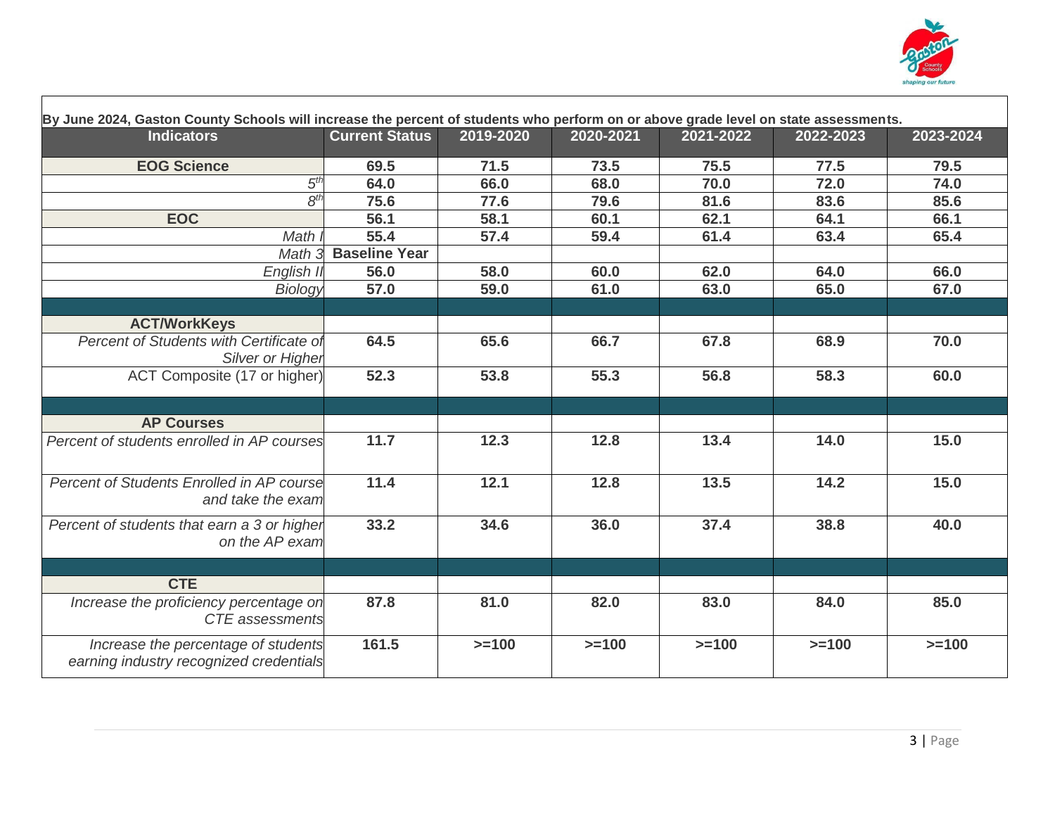**By June 2024, Gaston County Schools will increase the percent of students who perform on or above grade level on state assessments.**

| Indicators | Current Status | 2019-2020 | 2020-2021 | 2021-2022 | 2022-2023 | 2023-2024 |
|---|---|---|---|---|---|---|
| **EOG Science** | **69.5** | **71.5** | **73.5** | **75.5** | **77.5** | **79.5** |
| *5th* | **64.0** | **66.0** | **68.0** | **70.0** | **72.0** | **74.0** |
| *8th* | **75.6** | **77.6** | **79.6** | **81.6** | **83.6** | **85.6** |
| **EOC** | **56.1** | **58.1** | **60.1** | **62.1** | **64.1** | **66.1** |
| *Math I* | **55.4** | **57.4** | **59.4** | **61.4** | **63.4** | **65.4** |
| *Math 3* | **Baseline Year** | | | | | |
| *English II* | **56.0** | **58.0** | **60.0** | **62.0** | **64.0** | **66.0** |
| *Biology* | **57.0** | **59.0** | **61.0** | **63.0** | **65.0** | **67.0** |
| | | | | | | |
| **ACT/WorkKeys** | | | | | | |
| *Percent of Students with Certificate of Silver or Higher* | **64.5** | **65.6** | **66.7** | **67.8** | **68.9** | **70.0** |
| ACT Composite (17 or higher) | **52.3** | **53.8** | **55.3** | **56.8** | **58.3** | **60.0** |
| | | | | | | |
| **AP Courses** | | | | | | |
| *Percent of students enrolled in AP courses* | **11.7** | **12.3** | **12.8** | **13.4** | **14.0** | **15.0** |
| *Percent of Students Enrolled in AP course and take the exam* | **11.4** | **12.1** | **12.8** | **13.5** | **14.2** | **15.0** |
| *Percent of students that earn a 3 or higher on the AP exam* | **33.2** | **34.6** | **36.0** | **37.4** | **38.8** | **40.0** |
| | | | | | | |
| **CTE** | | | | | | |
| *Increase the proficiency percentage on CTE assessments* | **87.8** | **81.0** | **82.0** | **83.0** | **84.0** | **85.0** |
| *Increase the percentage of students earning industry recognized credentials* | **161.5** | **>=100** | **>=100** | **>=100** | **>=100** | **>=100** |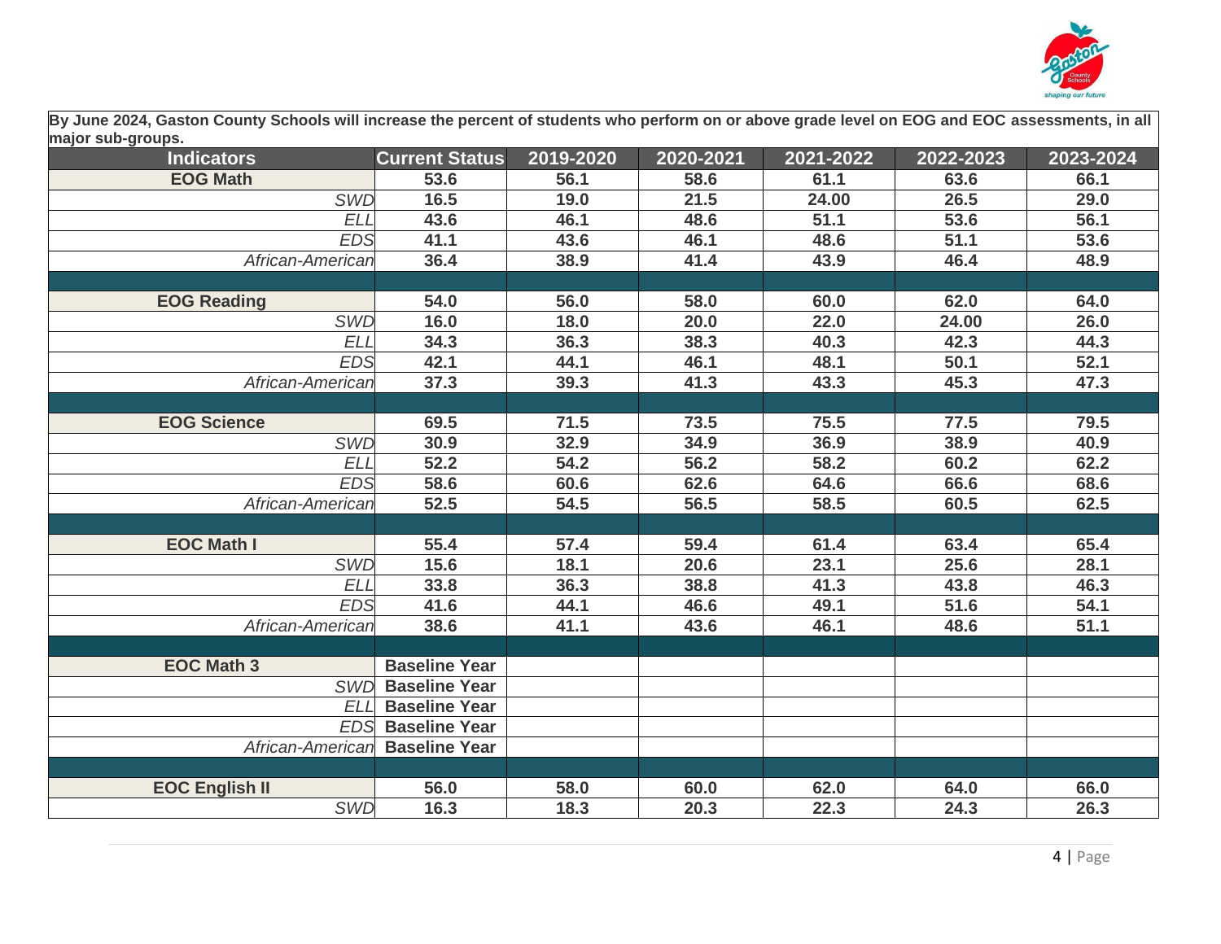| By June 2024, Gaston County Schools will increase the percent of students who perform on or above grade level on EOG and EOC assessments, in all major sub-groups. | | | | | | |
|---|---|---|---|---|---|---|
| **Indicators** | **Current Status** | **2019-2020** | **2020-2021** | **2021-2022** | **2022-2023** | **2023-2024** |
| **EOG Math** | **53.6** | **56.1** | **58.6** | **61.1** | **63.6** | **66.1** |
| *SWD* | **16.5** | **19.0** | **21.5** | **24.00** | **26.5** | **29.0** |
| *ELL* | **43.6** | **46.1** | **48.6** | **51.1** | **53.6** | **56.1** |
| *EDS* | **41.1** | **43.6** | **46.1** | **48.6** | **51.1** | **53.6** |
| *African-American* | **36.4** | **38.9** | **41.4** | **43.9** | **46.4** | **48.9** |
| | | | | | | |
| **EOG Reading** | **54.0** | **56.0** | **58.0** | **60.0** | **62.0** | **64.0** |
| *SWD* | **16.0** | **18.0** | **20.0** | **22.0** | **24.00** | **26.0** |
| *ELL* | **34.3** | **36.3** | **38.3** | **40.3** | **42.3** | **44.3** |
| *EDS* | **42.1** | **44.1** | **46.1** | **48.1** | **50.1** | **52.1** |
| *African-American* | **37.3** | **39.3** | **41.3** | **43.3** | **45.3** | **47.3** |
| | | | | | | |
| **EOG Science** | **69.5** | **71.5** | **73.5** | **75.5** | **77.5** | **79.5** |
| *SWD* | **30.9** | **32.9** | **34.9** | **36.9** | **38.9** | **40.9** |
| *ELL* | **52.2** | **54.2** | **56.2** | **58.2** | **60.2** | **62.2** |
| *EDS* | **58.6** | **60.6** | **62.6** | **64.6** | **66.6** | **68.6** |
| *African-American* | **52.5** | **54.5** | **56.5** | **58.5** | **60.5** | **62.5** |
| | | | | | | |
| **EOC Math I** | **55.4** | **57.4** | **59.4** | **61.4** | **63.4** | **65.4** |
| *SWD* | **15.6** | **18.1** | **20.6** | **23.1** | **25.6** | **28.1** |
| *ELL* | **33.8** | **36.3** | **38.8** | **41.3** | **43.8** | **46.3** |
| *EDS* | **41.6** | **44.1** | **46.6** | **49.1** | **51.6** | **54.1** |
| *African-American* | **38.6** | **41.1** | **43.6** | **46.1** | **48.6** | **51.1** |
| | | | | | | |
| **EOC Math 3** | **Baseline Year** | | | | | |
| *SWD* | **Baseline Year** | | | | | |
| *ELL* | **Baseline Year** | | | | | |
| *EDS* | **Baseline Year** | | | | | |
| *African-American* | **Baseline Year** | | | | | |
| | | | | | | |
| **EOC English II** | **56.0** | **58.0** | **60.0** | **62.0** | **64.0** | **66.0** |
| *SWD* | **16.3** | **18.3** | **20.3** | **22.3** | **24.3** | **26.3** |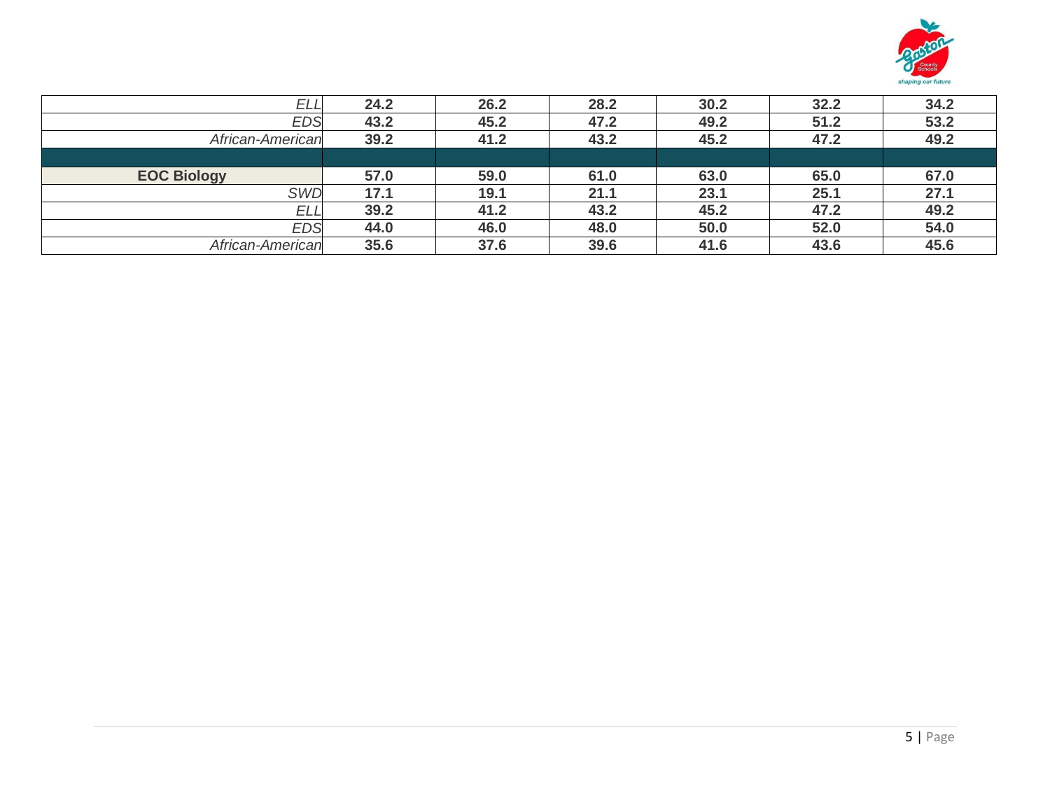| | | | | | | |
|---|---|---|---|---|---|---|
| *ELL* | **24.2** | **26.2** | **28.2** | **30.2** | **32.2** | **34.2** |
| *EDS* | **43.2** | **45.2** | **47.2** | **49.2** | **51.2** | **53.2** |
| *African-American* | **39.2** | **41.2** | **43.2** | **45.2** | **47.2** | **49.2** |
| | | | | | | |
| **EOC Biology** | **57.0** | **59.0** | **61.0** | **63.0** | **65.0** | **67.0** |
| *SWD* | **17.1** | **19.1** | **21.1** | **23.1** | **25.1** | **27.1** |
| *ELL* | **39.2** | **41.2** | **43.2** | **45.2** | **47.2** | **49.2** |
| *EDS* | **44.0** | **46.0** | **48.0** | **50.0** | **52.0** | **54.0** |
| *African-American* | **35.6** | **37.6** | **39.6** | **41.6** | **43.6** | **45.6** |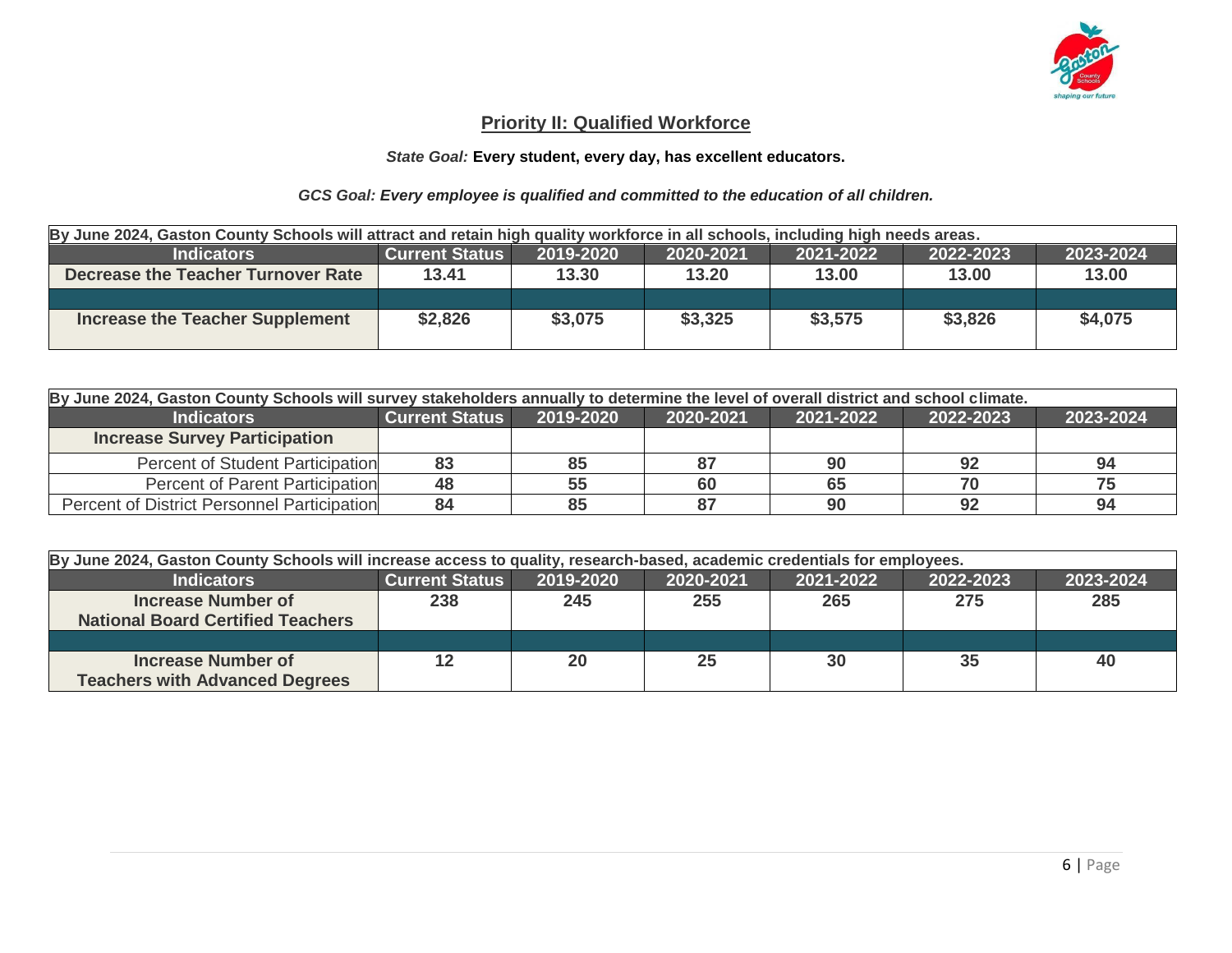## Priority II: Qualified Workforce

*State Goal:* **Every student, every day, has excellent educators.**

***GCS Goal: Every employee is qualified and committed to the education of all children.***

| By June 2024, Gaston County Schools will attract and retain high quality workforce in all schools, including high needs areas. | | | | | | |
|---|---|---|---|---|---|---|
| **Indicators** | **Current Status** | **2019-2020** | **2020-2021** | **2021-2022** | **2022-2023** | **2023-2024** |
| **Decrease the Teacher Turnover Rate** | **13.41** | **13.30** | **13.20** | **13.00** | **13.00** | **13.00** |
| | | | | | | |
| **Increase the Teacher Supplement** | **$2,826** | **$3,075** | **$3,325** | **$3,575** | **$3,826** | **$4,075** |

| By June 2024, Gaston County Schools will survey stakeholders annually to determine the level of overall district and school climate. | | | | | | |
|---|---|---|---|---|---|---|
| **Indicators** | **Current Status** | **2019-2020** | **2020-2021** | **2021-2022** | **2022-2023** | **2023-2024** |
| **Increase Survey Participation** | | | | | | |
| Percent of Student Participation | **83** | **85** | **87** | **90** | **92** | **94** |
| Percent of Parent Participation | **48** | **55** | **60** | **65** | **70** | **75** |
| Percent of District Personnel Participation | **84** | **85** | **87** | **90** | **92** | **94** |

| By June 2024, Gaston County Schools will increase access to quality, research-based, academic credentials for employees. | | | | | | |
|---|---|---|---|---|---|---|
| **Indicators** | **Current Status** | **2019-2020** | **2020-2021** | **2021-2022** | **2022-2023** | **2023-2024** |
| **Increase Number of National Board Certified Teachers** | **238** | **245** | **255** | **265** | **275** | **285** |
| | | | | | | |
| **Increase Number of Teachers with Advanced Degrees** | **12** | **20** | **25** | **30** | **35** | **40** |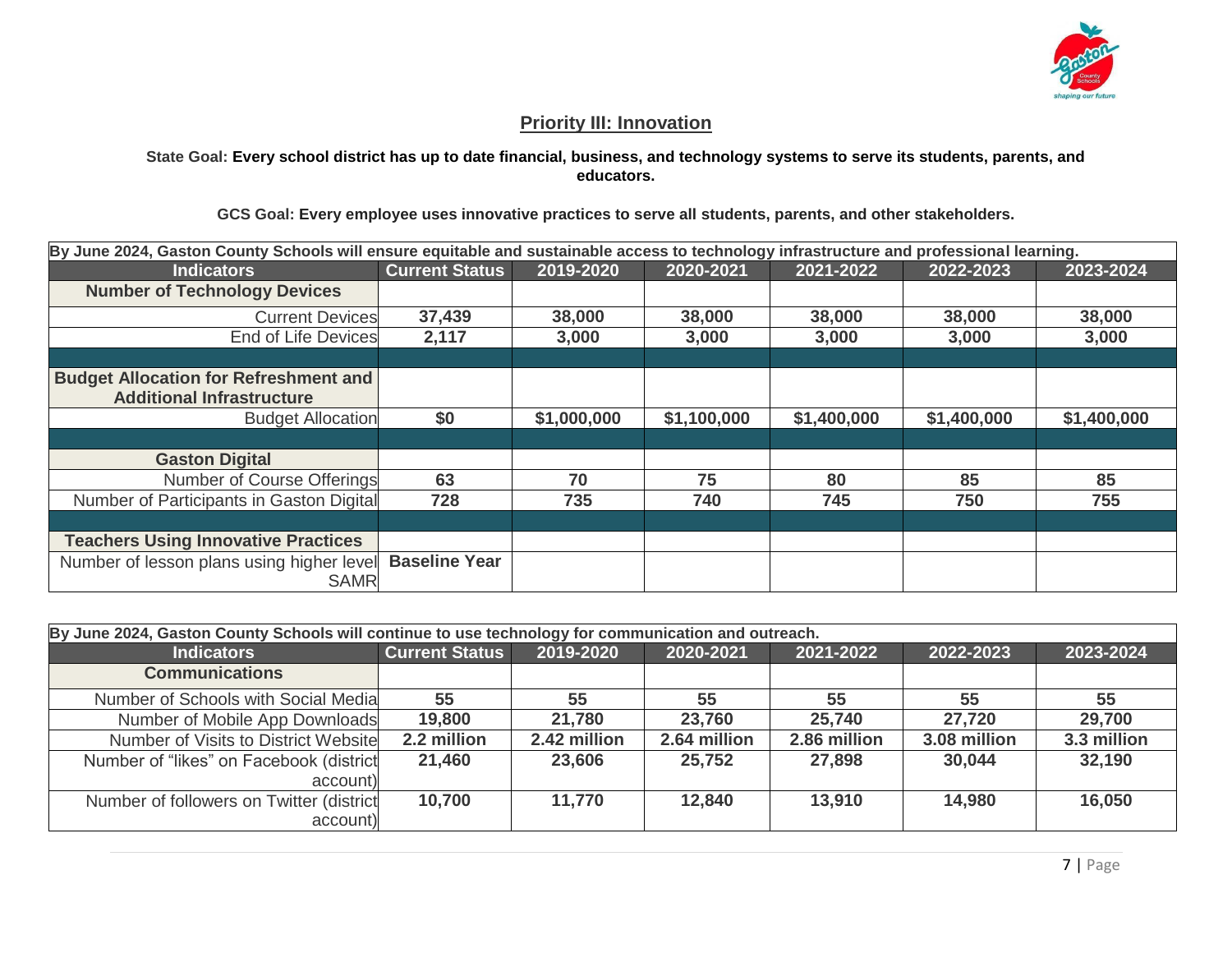## Priority III: Innovation

**State Goal: Every school district has up to date financial, business, and technology systems to serve its students, parents, and educators.**

**GCS Goal: Every employee uses innovative practices to serve all students, parents, and other stakeholders.**

| By June 2024, Gaston County Schools will ensure equitable and sustainable access to technology infrastructure and professional learning. | | | | | | |
|---|---|---|---|---|---|---|
| **Indicators** | **Current Status** | **2019-2020** | **2020-2021** | **2021-2022** | **2022-2023** | **2023-2024** |
| **Number of Technology Devices** | | | | | | |
| Current Devices | **37,439** | **38,000** | **38,000** | **38,000** | **38,000** | **38,000** |
| End of Life Devices | **2,117** | **3,000** | **3,000** | **3,000** | **3,000** | **3,000** |
| | | | | | | |
| **Budget Allocation for Refreshment and Additional Infrastructure** | | | | | | |
| Budget Allocation | **$0** | **$1,000,000** | **$1,100,000** | **$1,400,000** | **$1,400,000** | **$1,400,000** |
| | | | | | | |
| **Gaston Digital** | | | | | | |
| Number of Course Offerings | **63** | **70** | **75** | **80** | **85** | **85** |
| Number of Participants in Gaston Digital | **728** | **735** | **740** | **745** | **750** | **755** |
| | | | | | | |
| **Teachers Using Innovative Practices** | | | | | | |
| Number of lesson plans using higher level SAMR | **Baseline Year** | | | | | |

| By June 2024, Gaston County Schools will continue to use technology for communication and outreach. | | | | | | |
|---|---|---|---|---|---|---|
| **Indicators** | **Current Status** | **2019-2020** | **2020-2021** | **2021-2022** | **2022-2023** | **2023-2024** |
| **Communications** | | | | | | |
| Number of Schools with Social Media | **55** | **55** | **55** | **55** | **55** | **55** |
| Number of Mobile App Downloads | **19,800** | **21,780** | **23,760** | **25,740** | **27,720** | **29,700** |
| Number of Visits to District Website | **2.2 million** | **2.42 million** | **2.64 million** | **2.86 million** | **3.08 million** | **3.3 million** |
| Number of "likes" on Facebook (district account) | **21,460** | **23,606** | **25,752** | **27,898** | **30,044** | **32,190** |
| Number of followers on Twitter (district account) | **10,700** | **11,770** | **12,840** | **13,910** | **14,980** | **16,050** |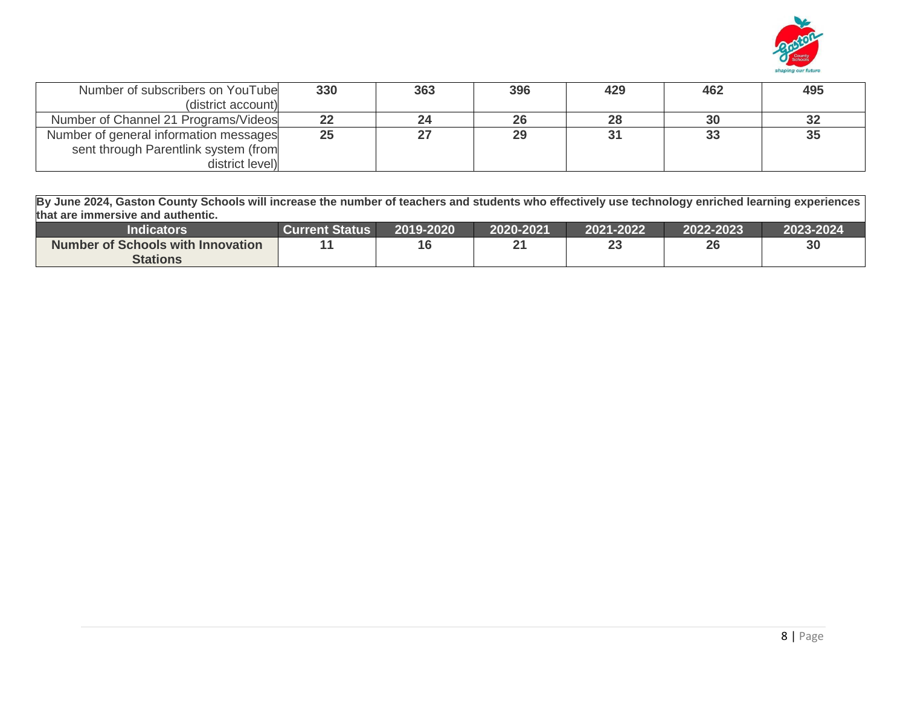| | | | | | | |
|---|---|---|---|---|---|---|
| Number of subscribers on YouTube (district account) | **330** | **363** | **396** | **429** | **462** | **495** |
| Number of Channel 21 Programs/Videos | **22** | **24** | **26** | **28** | **30** | **32** |
| Number of general information messages sent through Parentlink system (from district level) | **25** | **27** | **29** | **31** | **33** | **35** |

**By June 2024, Gaston County Schools will increase the number of teachers and students who effectively use technology enriched learning experiences that are immersive and authentic.**

| Indicators | Current Status | 2019-2020 | 2020-2021 | 2021-2022 | 2022-2023 | 2023-2024 |
|---|---|---|---|---|---|---|
| **Number of Schools with Innovation Stations** | **11** | **16** | **21** | **23** | **26** | **30** |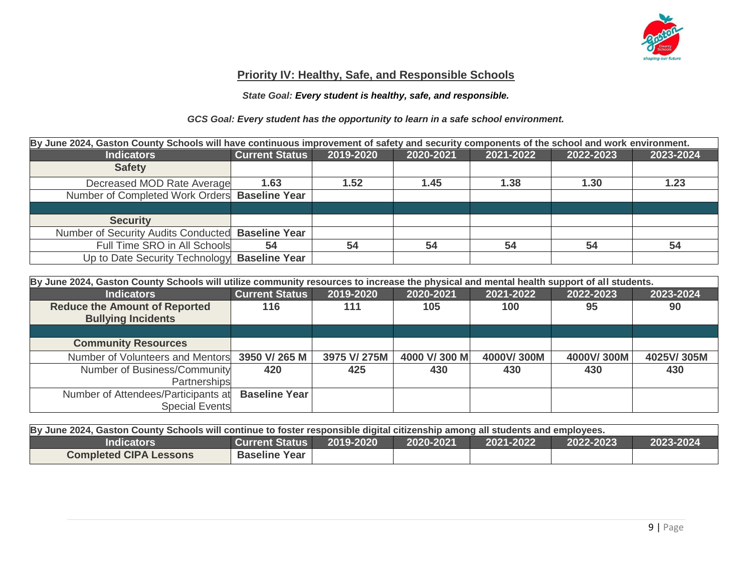## Priority IV: Healthy, Safe, and Responsible Schools

*State Goal: **Every student is healthy, safe, and responsible.***

***GCS Goal: Every student has the opportunity to learn in a safe school environment.***

| By June 2024, Gaston County Schools will have continuous improvement of safety and security components of the school and work environment. | | | | | | |
|---|---|---|---|---|---|---|
| **Indicators** | **Current Status** | **2019-2020** | **2020-2021** | **2021-2022** | **2022-2023** | **2023-2024** |
| **Safety** | | | | | | |
| Decreased MOD Rate Average | **1.63** | **1.52** | **1.45** | **1.38** | **1.30** | **1.23** |
| Number of Completed Work Orders | **Baseline Year** | | | | | |
| | | | | | | |
| **Security** | | | | | | |
| Number of Security Audits Conducted | **Baseline Year** | | | | | |
| Full Time SRO in All Schools | **54** | **54** | **54** | **54** | **54** | **54** |
| Up to Date Security Technology | **Baseline Year** | | | | | |

| By June 2024, Gaston County Schools will utilize community resources to increase the physical and mental health support of all students. | | | | | | |
|---|---|---|---|---|---|---|
| **Indicators** | **Current Status** | **2019-2020** | **2020-2021** | **2021-2022** | **2022-2023** | **2023-2024** |
| **Reduce the Amount of Reported Bullying Incidents** | **116** | **111** | **105** | **100** | **95** | **90** |
| | | | | | | |
| **Community Resources** | | | | | | |
| Number of Volunteers and Mentors | **3950 V/ 265 M** | **3975 V/ 275M** | **4000 V/ 300 M** | **4000V/ 300M** | **4000V/ 300M** | **4025V/ 305M** |
| Number of Business/Community Partnerships | **420** | **425** | **430** | **430** | **430** | **430** |
| Number of Attendees/Participants at Special Events | **Baseline Year** | | | | | |

| By June 2024, Gaston County Schools will continue to foster responsible digital citizenship among all students and employees. | | | | | | |
|---|---|---|---|---|---|---|
| **Indicators** | **Current Status** | **2019-2020** | **2020-2021** | **2021-2022** | **2022-2023** | **2023-2024** |
| **Completed CIPA Lessons** | **Baseline Year** | | | | | |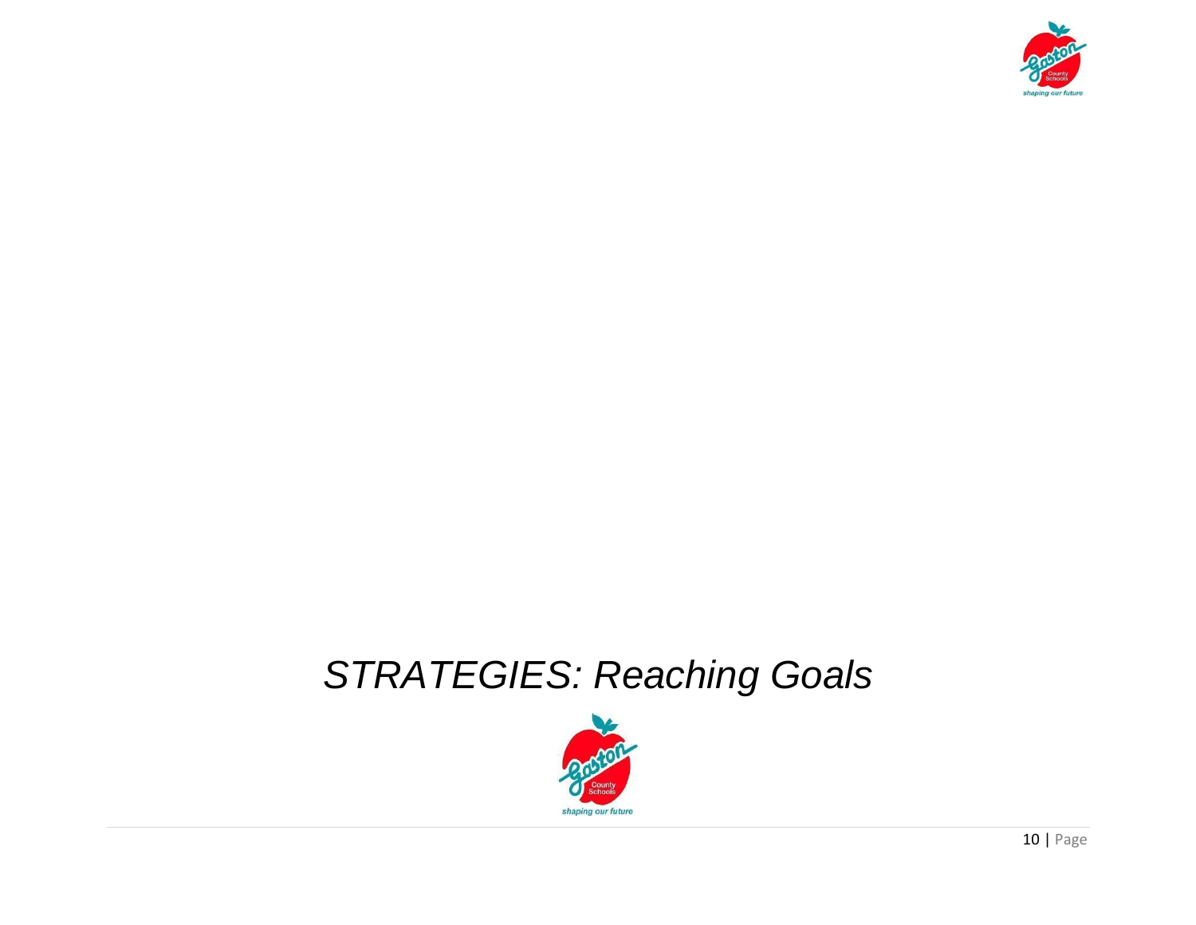# *STRATEGIES: Reaching Goals*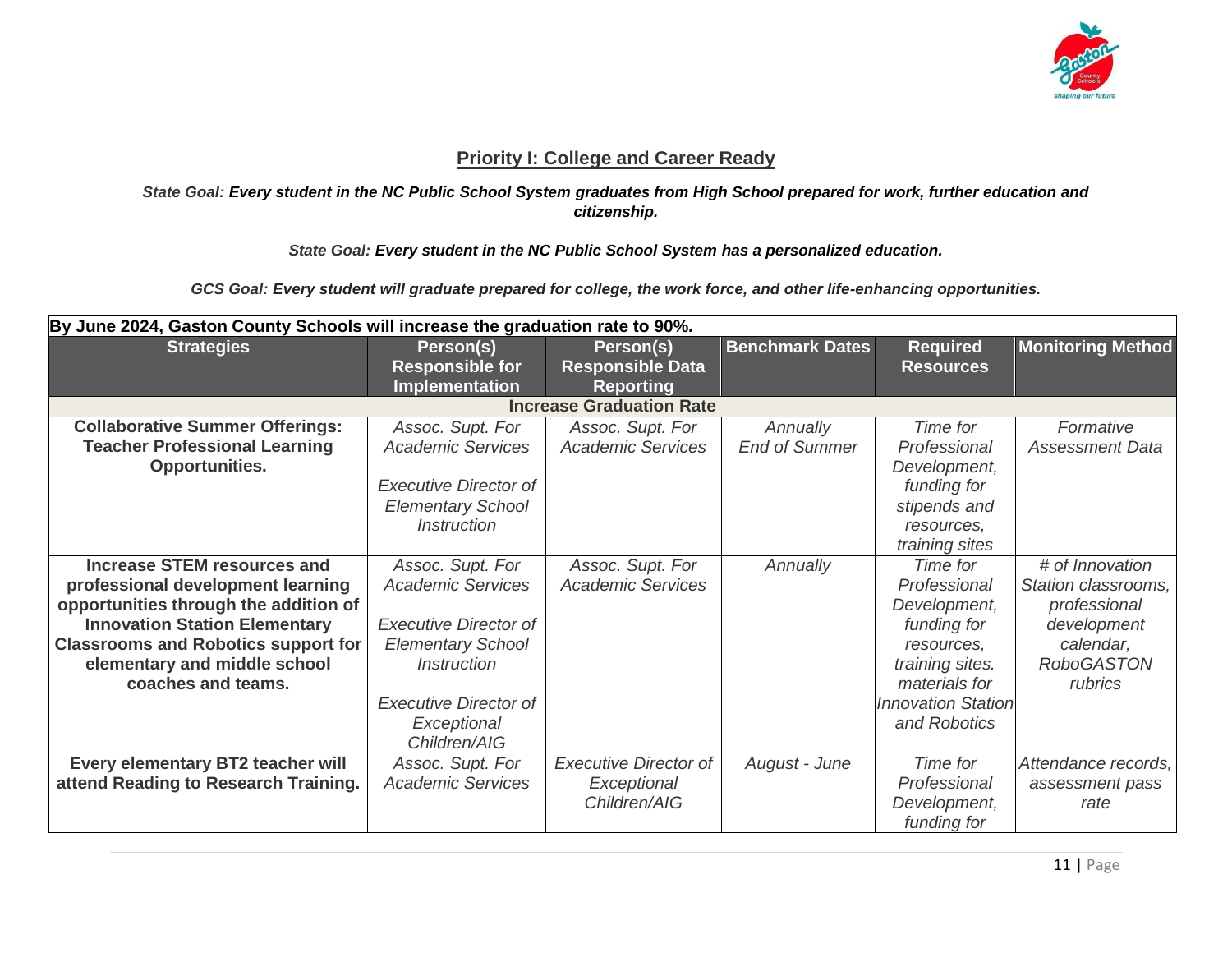## Priority I: College and Career Ready

*State Goal:* ***Every student in the NC Public School System graduates from High School prepared for work, further education and citizenship.***

*State Goal:* ***Every student in the NC Public School System has a personalized education.***

***GCS Goal: Every student will graduate prepared for college, the work force, and other life-enhancing opportunities.***

| By June 2024, Gaston County Schools will increase the graduation rate to 90%. | | | | | |
|---|---|---|---|---|---|
| **Strategies** | **Person(s) Responsible for Implementation** | **Person(s) Responsible Data Reporting** | **Benchmark Dates** | **Required Resources** | **Monitoring Method** |
| **Increase Graduation Rate** | | | | | |
| **Collaborative Summer Offerings: Teacher Professional Learning Opportunities.** | *Assoc. Supt. For Academic Services*<br><br>*Executive Director of Elementary School Instruction* | *Assoc. Supt. For Academic Services* | *Annually End of Summer* | *Time for Professional Development, funding for stipends and resources, training sites* | *Formative Assessment Data* |
| **Increase STEM resources and professional development learning opportunities through the addition of Innovation Station Elementary Classrooms and Robotics support for elementary and middle school coaches and teams.** | *Assoc. Supt. For Academic Services*<br><br>*Executive Director of Elementary School Instruction*<br><br>*Executive Director of Exceptional Children/AIG* | *Assoc. Supt. For Academic Services* | *Annually* | *Time for Professional Development, funding for resources, training sites. materials for Innovation Station and Robotics* | *# of Innovation Station classrooms, professional development calendar, RoboGASTON rubrics* |
| **Every elementary BT2 teacher will attend Reading to Research Training.** | *Assoc. Supt. For Academic Services* | *Executive Director of Exceptional Children/AIG* | *August - June* | *Time for Professional Development, funding for* | *Attendance records, assessment pass rate* |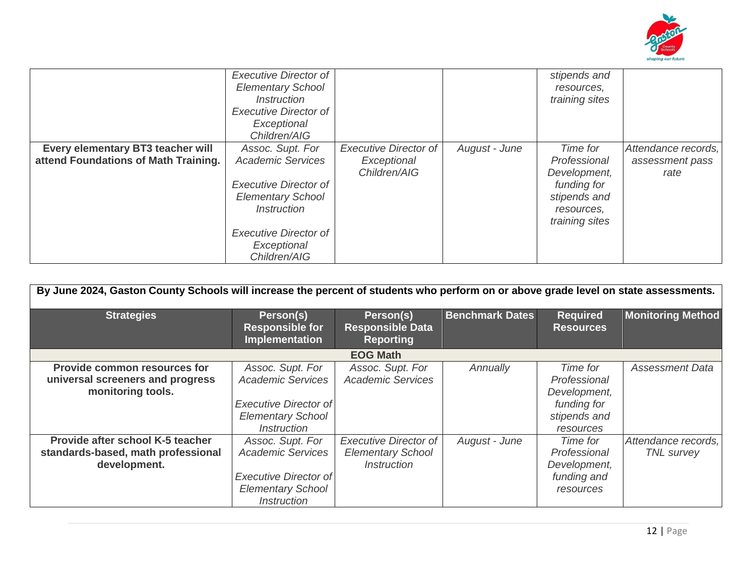| | | | | | |
|---|---|---|---|---|---|
| | *Executive Director of Elementary School Instruction*<br>*Executive Director of Exceptional Children/AIG* | | | *stipends and resources, training sites* | |
| **Every elementary BT3 teacher will attend Foundations of Math Training.** | *Assoc. Supt. For Academic Services*<br><br>*Executive Director of Elementary School Instruction*<br><br>*Executive Director of Exceptional Children/AIG* | *Executive Director of Exceptional Children/AIG* | *August - June* | *Time for Professional Development, funding for stipends and resources, training sites* | *Attendance records, assessment pass rate* |

**By June 2024, Gaston County Schools will increase the percent of students who perform on or above grade level on state assessments.**

| Strategies | Person(s) Responsible for Implementation | Person(s) Responsible Data Reporting | Benchmark Dates | Required Resources | Monitoring Method |
|---|---|---|---|---|---|
| **EOG Math** | | | | | |
| **Provide common resources for universal screeners and progress monitoring tools.** | *Assoc. Supt. For Academic Services*<br><br>*Executive Director of Elementary School Instruction* | *Assoc. Supt. For Academic Services* | *Annually* | *Time for Professional Development, funding for stipends and resources* | *Assessment Data* |
| **Provide after school K-5 teacher standards-based, math professional development.** | *Assoc. Supt. For Academic Services*<br><br>*Executive Director of Elementary School Instruction* | *Executive Director of Elementary School Instruction* | *August - June* | *Time for Professional Development, funding and resources* | *Attendance records, TNL survey* |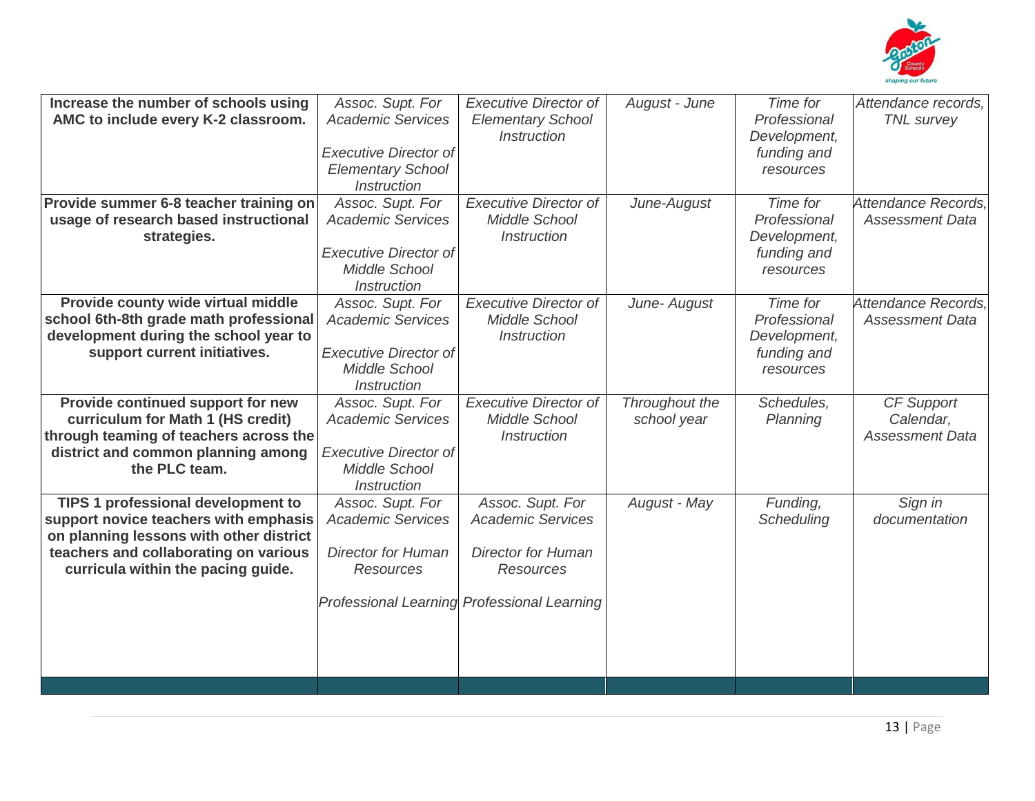| | | | | | |
|---|---|---|---|---|---|
| **Increase the number of schools using AMC to include every K-2 classroom.** | *Assoc. Supt. For Academic Services*<br><br>*Executive Director of Elementary School Instruction* | *Executive Director of Elementary School Instruction* | *August - June* | *Time for Professional Development, funding and resources* | *Attendance records, TNL survey* |
| **Provide summer 6-8 teacher training on usage of research based instructional strategies.** | *Assoc. Supt. For Academic Services*<br><br>*Executive Director of Middle School Instruction* | *Executive Director of Middle School Instruction* | *June-August* | *Time for Professional Development, funding and resources* | *Attendance Records, Assessment Data* |
| **Provide county wide virtual middle school 6th-8th grade math professional development during the school year to support current initiatives.** | *Assoc. Supt. For Academic Services*<br><br>*Executive Director of Middle School Instruction* | *Executive Director of Middle School Instruction* | *June- August* | *Time for Professional Development, funding and resources* | *Attendance Records, Assessment Data* |
| **Provide continued support for new curriculum for Math 1 (HS credit) through teaming of teachers across the district and common planning among the PLC team.** | *Assoc. Supt. For Academic Services*<br><br>*Executive Director of Middle School Instruction* | *Executive Director of Middle School Instruction* | *Throughout the school year* | *Schedules, Planning* | *CF Support Calendar, Assessment Data* |
| **TIPS 1 professional development to support novice teachers with emphasis on planning lessons with other district teachers and collaborating on various curricula within the pacing guide.** | *Assoc. Supt. For Academic Services*<br><br>*Director for Human Resources*<br><br>*Professional Learning* | *Assoc. Supt. For Academic Services*<br><br>*Director for Human Resources*<br><br>*Professional Learning* | *August - May* | *Funding, Scheduling* | *Sign in documentation* |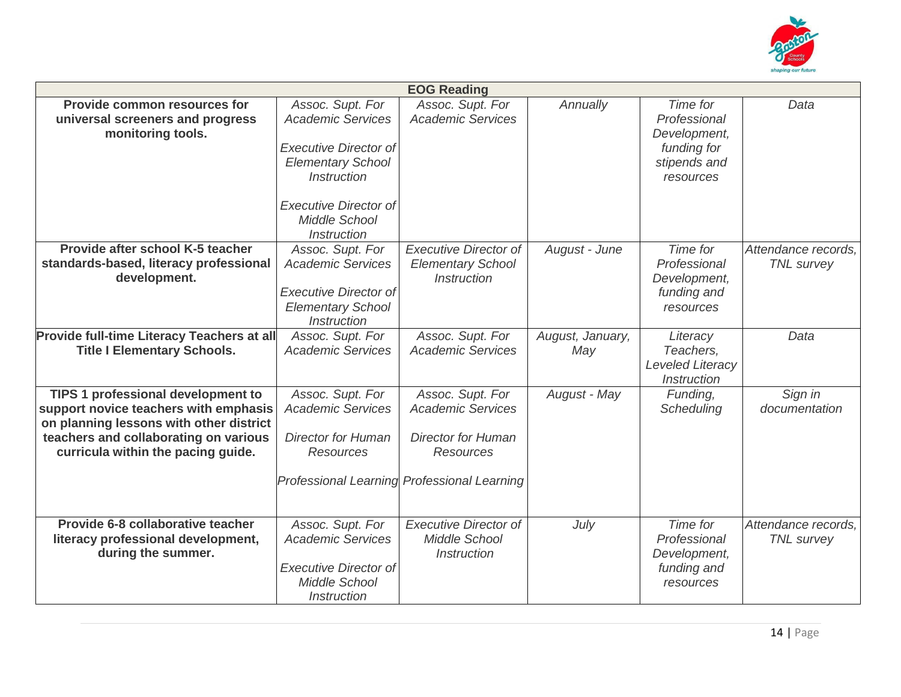| EOG Reading | | | | | |
|---|---|---|---|---|---|
| **Provide common resources for universal screeners and progress monitoring tools.** | *Assoc. Supt. For Academic Services*<br><br>*Executive Director of Elementary School Instruction*<br><br>*Executive Director of Middle School Instruction* | *Assoc. Supt. For Academic Services* | *Annually* | *Time for Professional Development, funding for stipends and resources* | *Data* |
| **Provide after school K-5 teacher standards-based, literacy professional development.** | *Assoc. Supt. For Academic Services*<br><br>*Executive Director of Elementary School Instruction* | *Executive Director of Elementary School Instruction* | *August - June* | *Time for Professional Development, funding and resources* | *Attendance records, TNL survey* |
| **Provide full-time Literacy Teachers at all Title I Elementary Schools.** | *Assoc. Supt. For Academic Services* | *Assoc. Supt. For Academic Services* | *August, January, May* | *Literacy Teachers, Leveled Literacy Instruction* | *Data* |
| **TIPS 1 professional development to support novice teachers with emphasis on planning lessons with other district teachers and collaborating on various curricula within the pacing guide.** | *Assoc. Supt. For Academic Services*<br><br>*Director for Human Resources*<br><br>*Professional Learning* | *Assoc. Supt. For Academic Services*<br><br>*Director for Human Resources*<br><br>*Professional Learning* | *August - May* | *Funding, Scheduling* | *Sign in documentation* |
| **Provide 6-8 collaborative teacher literacy professional development, during the summer.** | *Assoc. Supt. For Academic Services*<br><br>*Executive Director of Middle School Instruction* | *Executive Director of Middle School Instruction* | *July* | *Time for Professional Development, funding and resources* | *Attendance records, TNL survey* |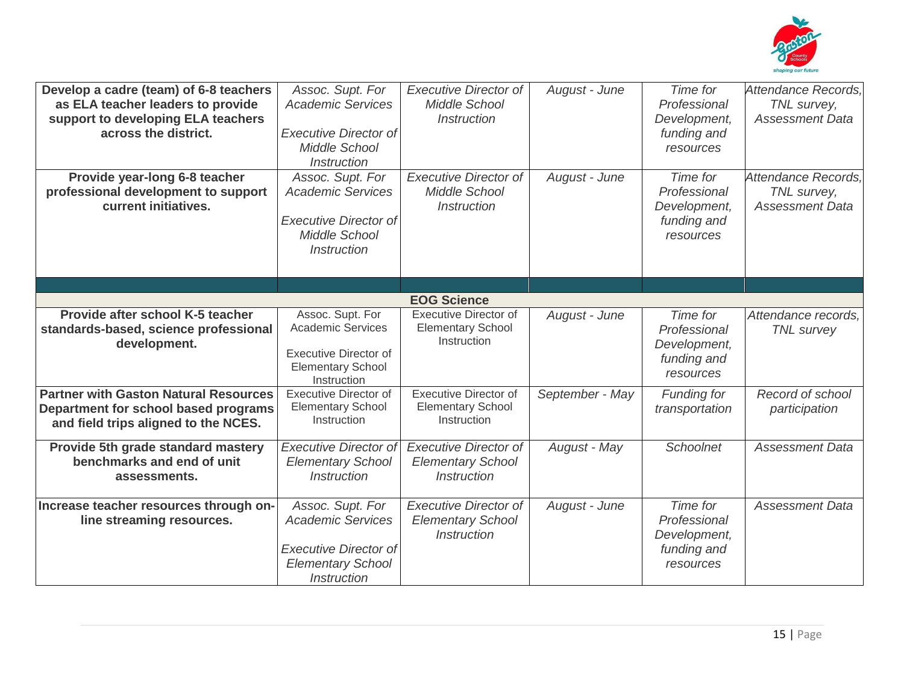| | | | | | |
|---|---|---|---|---|---|
| **Develop a cadre (team) of 6-8 teachers as ELA teacher leaders to provide support to developing ELA teachers across the district.** | *Assoc. Supt. For Academic Services*<br><br>*Executive Director of Middle School Instruction* | *Executive Director of Middle School Instruction* | *August - June* | *Time for Professional Development, funding and resources* | *Attendance Records, TNL survey, Assessment Data* |
| **Provide year-long 6-8 teacher professional development to support current initiatives.** | *Assoc. Supt. For Academic Services*<br><br>*Executive Director of Middle School Instruction* | *Executive Director of Middle School Instruction* | *August - June* | *Time for Professional Development, funding and resources* | *Attendance Records, TNL survey, Assessment Data* |
| | | | | | |
| **EOG Science** | | | | | |
| **Provide after school K-5 teacher standards-based, science professional development.** | Assoc. Supt. For Academic Services<br><br>Executive Director of Elementary School Instruction | Executive Director of Elementary School Instruction | *August - June* | *Time for Professional Development, funding and resources* | *Attendance records, TNL survey* |
| **Partner with Gaston Natural Resources Department for school based programs and field trips aligned to the NCES.** | Executive Director of Elementary School Instruction | Executive Director of Elementary School Instruction | *September - May* | *Funding for transportation* | *Record of school participation* |
| **Provide 5th grade standard mastery benchmarks and end of unit assessments.** | *Executive Director of Elementary School Instruction* | *Executive Director of Elementary School Instruction* | *August - May* | *Schoolnet* | *Assessment Data* |
| **Increase teacher resources through on-line streaming resources.** | *Assoc. Supt. For Academic Services*<br><br>*Executive Director of Elementary School Instruction* | *Executive Director of Elementary School Instruction* | *August - June* | *Time for Professional Development, funding and resources* | *Assessment Data* |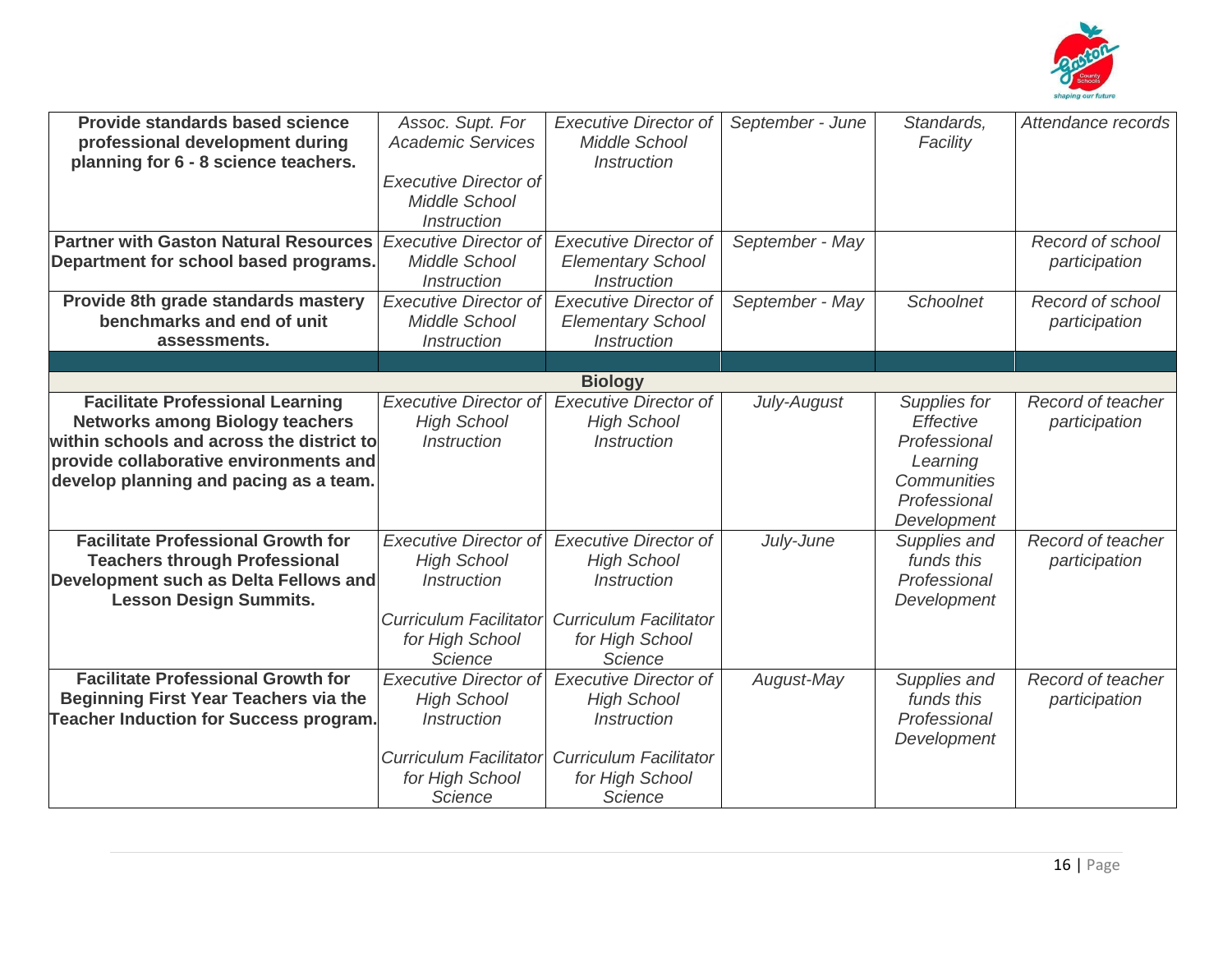| | | | | | |
|---|---|---|---|---|---|
| **Provide standards based science professional development during planning for 6 - 8 science teachers.** | *Assoc. Supt. For Academic Services*<br><br>*Executive Director of Middle School Instruction* | *Executive Director of Middle School Instruction* | *September - June* | *Standards, Facility* | *Attendance records* |
| **Partner with Gaston Natural Resources Department for school based programs.** | *Executive Director of Middle School Instruction* | *Executive Director of Elementary School Instruction* | *September - May* | | *Record of school participation* |
| **Provide 8th grade standards mastery benchmarks and end of unit assessments.** | *Executive Director of Middle School Instruction* | *Executive Director of Elementary School Instruction* | *September - May* | *Schoolnet* | *Record of school participation* |
| | | | | | |
| | | **Biology** | | | |
| **Facilitate Professional Learning Networks among Biology teachers within schools and across the district to provide collaborative environments and develop planning and pacing as a team.** | *Executive Director of High School Instruction* | *Executive Director of High School Instruction* | *July-August* | *Supplies for Effective Professional Learning Communities Professional Development* | *Record of teacher participation* |
| **Facilitate Professional Growth for Teachers through Professional Development such as Delta Fellows and Lesson Design Summits.** | *Executive Director of High School Instruction*<br><br>*Curriculum Facilitator for High School Science* | *Executive Director of High School Instruction*<br><br>*Curriculum Facilitator for High School Science* | *July-June* | *Supplies and funds this Professional Development* | *Record of teacher participation* |
| **Facilitate Professional Growth for Beginning First Year Teachers via the Teacher Induction for Success program.** | *Executive Director of High School Instruction*<br><br>*Curriculum Facilitator for High School Science* | *Executive Director of High School Instruction*<br><br>*Curriculum Facilitator for High School Science* | *August-May* | *Supplies and funds this Professional Development* | *Record of teacher participation* |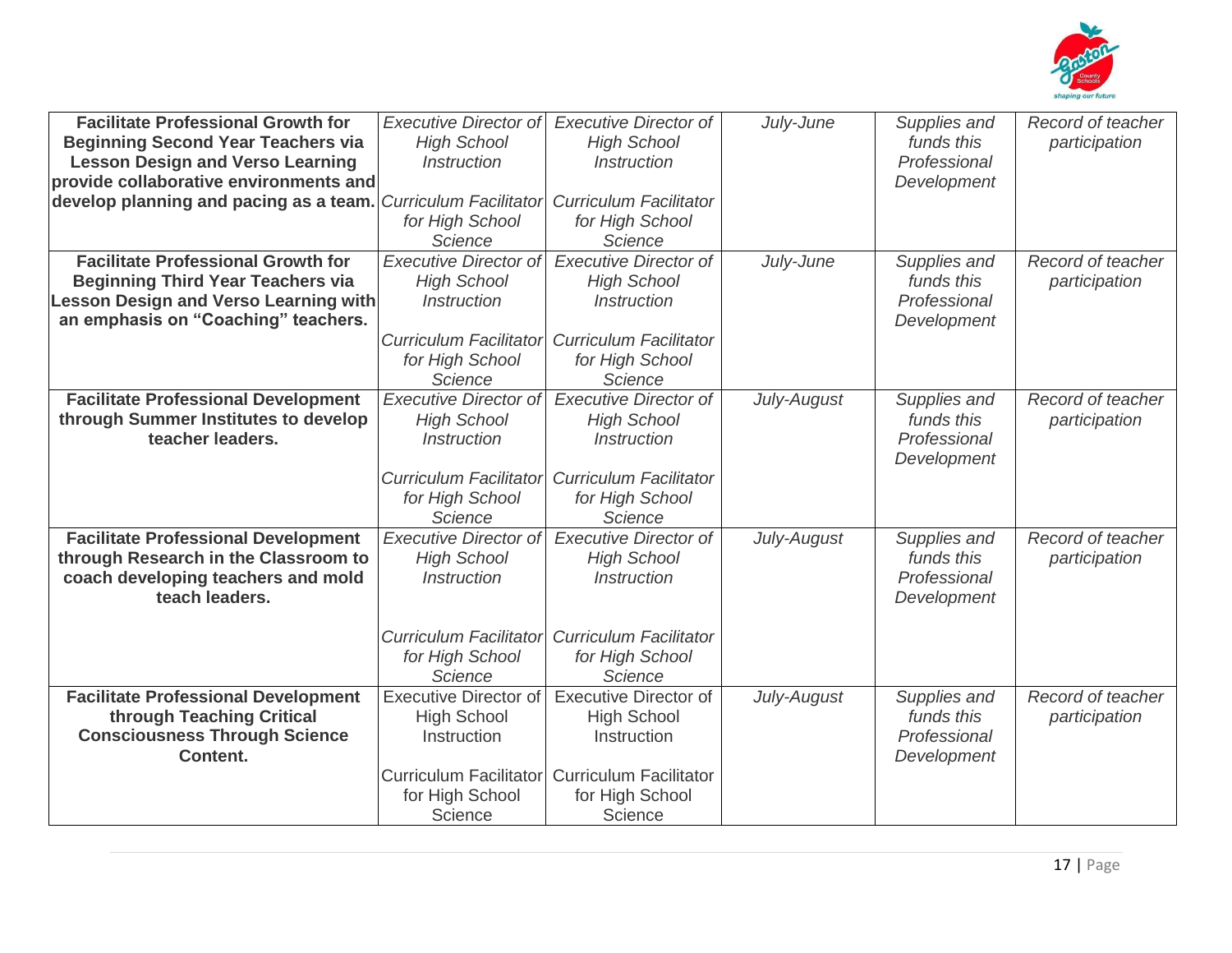| | | | | | |
|---|---|---|---|---|---|
| **Facilitate Professional Growth for Beginning Second Year Teachers via Lesson Design and Verso Learning provide collaborative environments and develop planning and pacing as a team.** | *Executive Director of High School Instruction*<br><br>*Curriculum Facilitator for High School Science* | *Executive Director of High School Instruction*<br><br>*Curriculum Facilitator for High School Science* | *July-June* | *Supplies and funds this Professional Development* | *Record of teacher participation* |
| **Facilitate Professional Growth for Beginning Third Year Teachers via Lesson Design and Verso Learning with an emphasis on "Coaching" teachers.** | *Executive Director of High School Instruction*<br><br>*Curriculum Facilitator for High School Science* | *Executive Director of High School Instruction*<br><br>*Curriculum Facilitator for High School Science* | *July-June* | *Supplies and funds this Professional Development* | *Record of teacher participation* |
| **Facilitate Professional Development through Summer Institutes to develop teacher leaders.** | *Executive Director of High School Instruction*<br><br>*Curriculum Facilitator for High School Science* | *Executive Director of High School Instruction*<br><br>*Curriculum Facilitator for High School Science* | *July-August* | *Supplies and funds this Professional Development* | *Record of teacher participation* |
| **Facilitate Professional Development through Research in the Classroom to coach developing teachers and mold teach leaders.** | *Executive Director of High School Instruction*<br><br>*Curriculum Facilitator for High School Science* | *Executive Director of High School Instruction*<br><br>*Curriculum Facilitator for High School Science* | *July-August* | *Supplies and funds this Professional Development* | *Record of teacher participation* |
| **Facilitate Professional Development through Teaching Critical Consciousness Through Science Content.** | Executive Director of High School Instruction<br><br>Curriculum Facilitator for High School Science | Executive Director of High School Instruction<br><br>Curriculum Facilitator for High School Science | *July-August* | *Supplies and funds this Professional Development* | *Record of teacher participation* |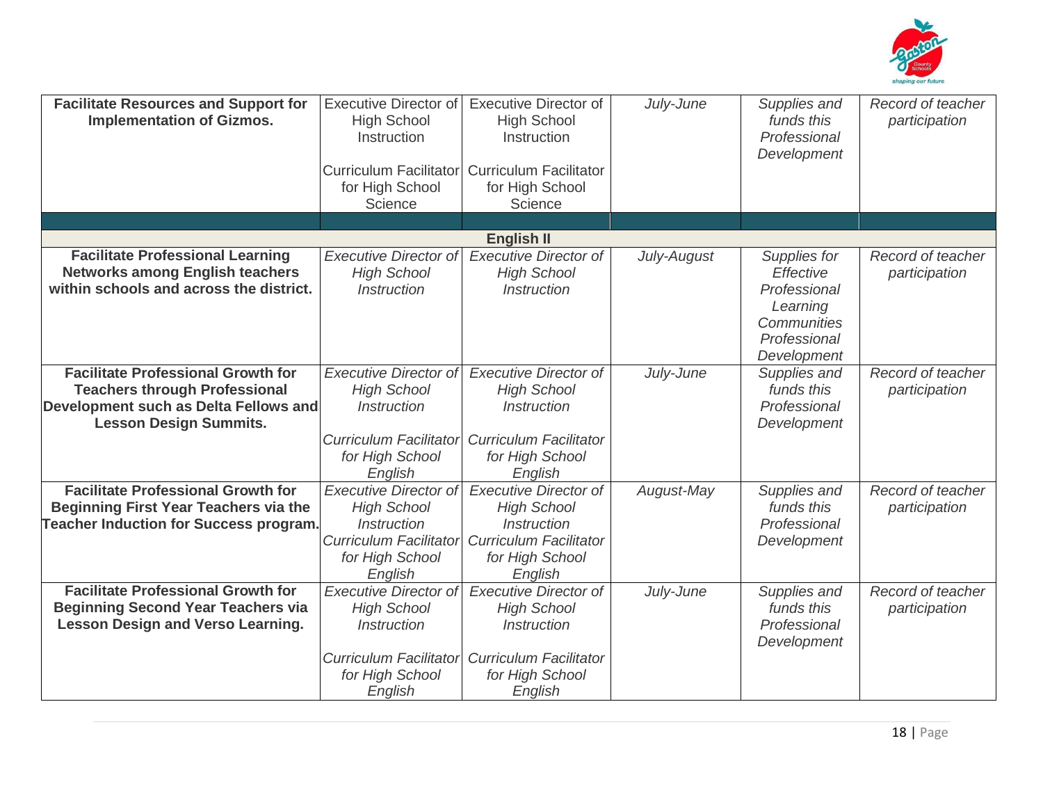| | | | | | |
|---|---|---|---|---|---|
| **Facilitate Resources and Support for Implementation of Gizmos.** | Executive Director of High School Instruction<br><br>Curriculum Facilitator for High School Science | Executive Director of High School Instruction<br><br>Curriculum Facilitator for High School Science | *July-June* | *Supplies and funds this Professional Development* | *Record of teacher participation* |
| | | | | | |
| | | **English II** | | | |
| **Facilitate Professional Learning Networks among English teachers within schools and across the district.** | *Executive Director of High School Instruction* | *Executive Director of High School Instruction* | *July-August* | *Supplies for Effective Professional Learning Communities Professional Development* | *Record of teacher participation* |
| **Facilitate Professional Growth for Teachers through Professional Development such as Delta Fellows and Lesson Design Summits.** | *Executive Director of High School Instruction*<br><br>*Curriculum Facilitator for High School English* | *Executive Director of High School Instruction*<br><br>*Curriculum Facilitator for High School English* | *July-June* | *Supplies and funds this Professional Development* | *Record of teacher participation* |
| **Facilitate Professional Growth for Beginning First Year Teachers via the Teacher Induction for Success program.** | *Executive Director of High School Instruction Curriculum Facilitator for High School English* | *Executive Director of High School Instruction Curriculum Facilitator for High School English* | *August-May* | *Supplies and funds this Professional Development* | *Record of teacher participation* |
| **Facilitate Professional Growth for Beginning Second Year Teachers via Lesson Design and Verso Learning.** | *Executive Director of High School Instruction*<br><br>*Curriculum Facilitator for High School English* | *Executive Director of High School Instruction*<br><br>*Curriculum Facilitator for High School English* | *July-June* | *Supplies and funds this Professional Development* | *Record of teacher participation* |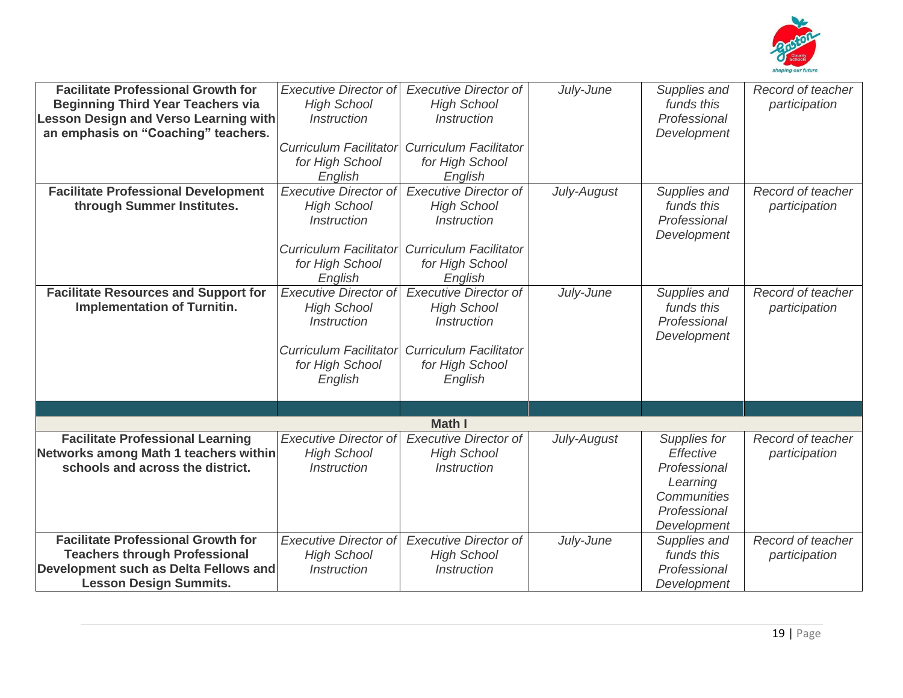| | | | | | |
|---|---|---|---|---|---|
| **Facilitate Professional Growth for Beginning Third Year Teachers via Lesson Design and Verso Learning with an emphasis on "Coaching" teachers.** | *Executive Director of High School Instruction*<br><br>*Curriculum Facilitator for High School English* | *Executive Director of High School Instruction*<br><br>*Curriculum Facilitator for High School English* | *July-June* | *Supplies and funds this Professional Development* | *Record of teacher participation* |
| **Facilitate Professional Development through Summer Institutes.** | *Executive Director of High School Instruction*<br><br>*Curriculum Facilitator for High School English* | *Executive Director of High School Instruction*<br><br>*Curriculum Facilitator for High School English* | *July-August* | *Supplies and funds this Professional Development* | *Record of teacher participation* |
| **Facilitate Resources and Support for Implementation of Turnitin.** | *Executive Director of High School Instruction*<br><br>*Curriculum Facilitator for High School English* | *Executive Director of High School Instruction*<br><br>*Curriculum Facilitator for High School English* | *July-June* | *Supplies and funds this Professional Development* | *Record of teacher participation* |
| | | | | | |
| | | **Math I** | | | |
| **Facilitate Professional Learning Networks among Math 1 teachers within schools and across the district.** | *Executive Director of High School Instruction* | *Executive Director of High School Instruction* | *July-August* | *Supplies for Effective Professional Learning Communities Professional Development* | *Record of teacher participation* |
| **Facilitate Professional Growth for Teachers through Professional Development such as Delta Fellows and Lesson Design Summits.** | *Executive Director of High School Instruction* | *Executive Director of High School Instruction* | *July-June* | *Supplies and funds this Professional Development* | *Record of teacher participation* |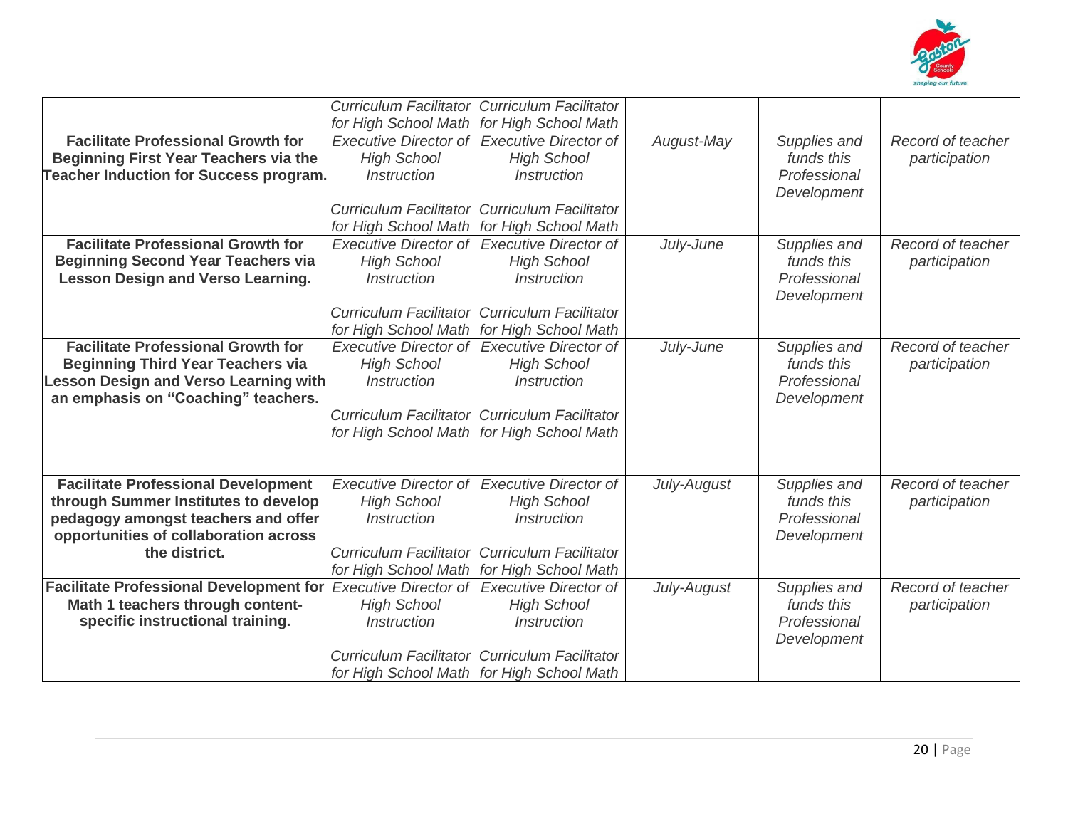| | | | | | |
|---|---|---|---|---|---|
| | *Curriculum Facilitator for High School Math* | *Curriculum Facilitator for High School Math* | | | |
| **Facilitate Professional Growth for Beginning First Year Teachers via the Teacher Induction for Success program.** | *Executive Director of High School Instruction*<br><br>*Curriculum Facilitator for High School Math* | *Executive Director of High School Instruction*<br><br>*Curriculum Facilitator for High School Math* | *August-May* | *Supplies and funds this Professional Development* | *Record of teacher participation* |
| **Facilitate Professional Growth for Beginning Second Year Teachers via Lesson Design and Verso Learning.** | *Executive Director of High School Instruction*<br><br>*Curriculum Facilitator for High School Math* | *Executive Director of High School Instruction*<br><br>*Curriculum Facilitator for High School Math* | *July-June* | *Supplies and funds this Professional Development* | *Record of teacher participation* |
| **Facilitate Professional Growth for Beginning Third Year Teachers via Lesson Design and Verso Learning with an emphasis on "Coaching" teachers.** | *Executive Director of High School Instruction*<br><br>*Curriculum Facilitator for High School Math* | *Executive Director of High School Instruction*<br><br>*Curriculum Facilitator for High School Math* | *July-June* | *Supplies and funds this Professional Development* | *Record of teacher participation* |
| **Facilitate Professional Development through Summer Institutes to develop pedagogy amongst teachers and offer opportunities of collaboration across the district.** | *Executive Director of High School Instruction*<br><br>*Curriculum Facilitator for High School Math* | *Executive Director of High School Instruction*<br><br>*Curriculum Facilitator for High School Math* | *July-August* | *Supplies and funds this Professional Development* | *Record of teacher participation* |
| **Facilitate Professional Development for Math 1 teachers through content-specific instructional training.** | *Executive Director of High School Instruction*<br><br>*Curriculum Facilitator for High School Math* | *Executive Director of High School Instruction*<br><br>*Curriculum Facilitator for High School Math* | *July-August* | *Supplies and funds this Professional Development* | *Record of teacher participation* |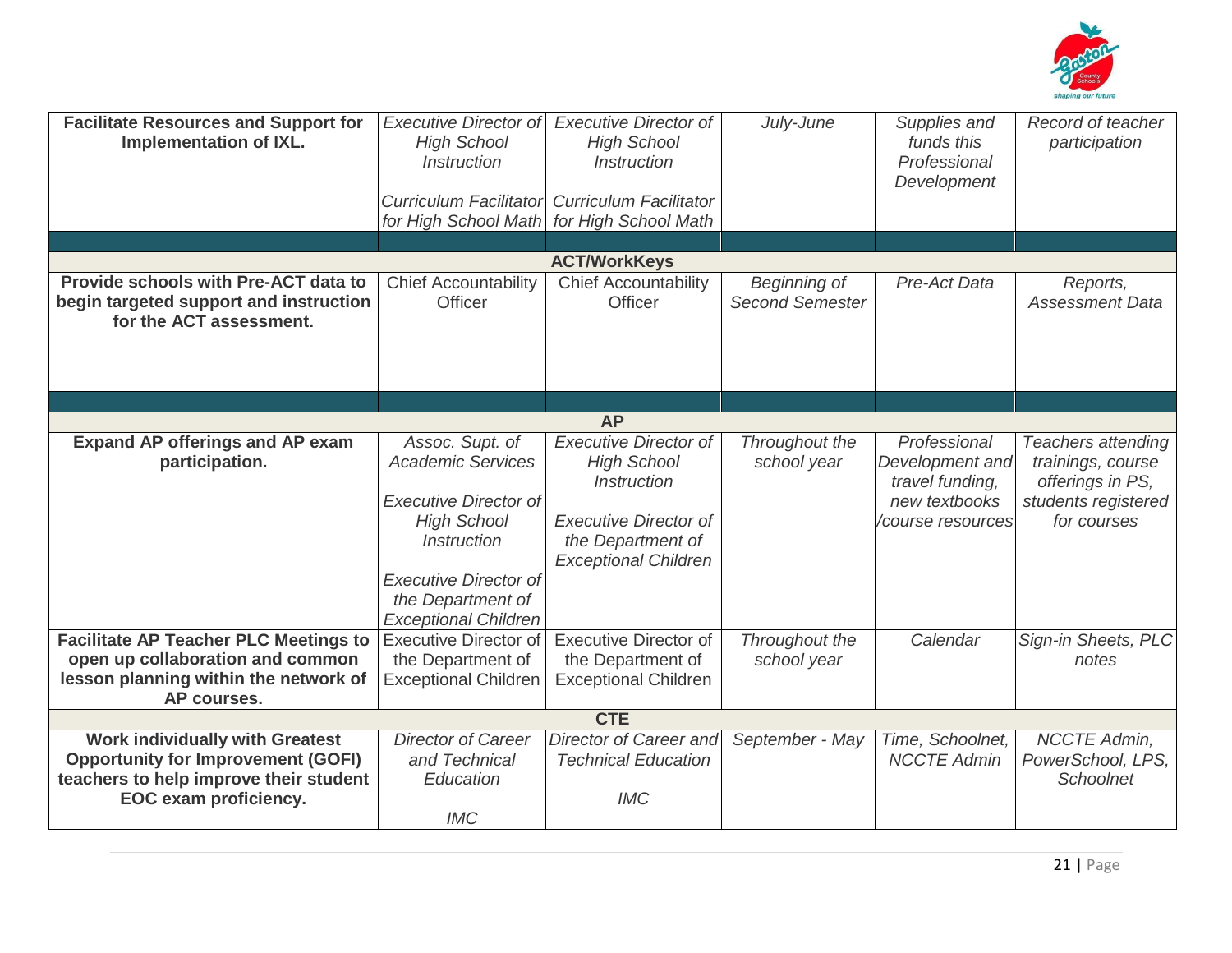| | | | | | |
|---|---|---|---|---|---|
| **Facilitate Resources and Support for Implementation of IXL.** | *Executive Director of High School Instruction*<br><br>*Curriculum Facilitator for High School Math* | *Executive Director of High School Instruction*<br><br>*Curriculum Facilitator for High School Math* | *July-June* | *Supplies and funds this Professional Development* | *Record of teacher participation* |
| | | | | | |
| | | **ACT/WorkKeys** | | | |
| **Provide schools with Pre-ACT data to begin targeted support and instruction for the ACT assessment.** | Chief Accountability Officer | Chief Accountability Officer | *Beginning of Second Semester* | *Pre-Act Data* | *Reports, Assessment Data* |
| | | | | | |
| | | **AP** | | | |
| **Expand AP offerings and AP exam participation.** | *Assoc. Supt. of Academic Services*<br><br>*Executive Director of High School Instruction*<br><br>*Executive Director of the Department of Exceptional Children* | *Executive Director of High School Instruction*<br><br>*Executive Director of the Department of Exceptional Children* | *Throughout the school year* | *Professional Development and travel funding, new textbooks /course resources* | *Teachers attending trainings, course offerings in PS, students registered for courses* |
| **Facilitate AP Teacher PLC Meetings to open up collaboration and common lesson planning within the network of AP courses.** | Executive Director of the Department of Exceptional Children | Executive Director of the Department of Exceptional Children | *Throughout the school year* | *Calendar* | *Sign-in Sheets, PLC notes* |
| | | **CTE** | | | |
| **Work individually with Greatest Opportunity for Improvement (GOFI) teachers to help improve their student EOC exam proficiency.** | *Director of Career and Technical Education*<br><br>*IMC* | *Director of Career and Technical Education*<br><br>*IMC* | *September - May* | *Time, Schoolnet, NCCTE Admin* | *NCCTE Admin, PowerSchool, LPS, Schoolnet* |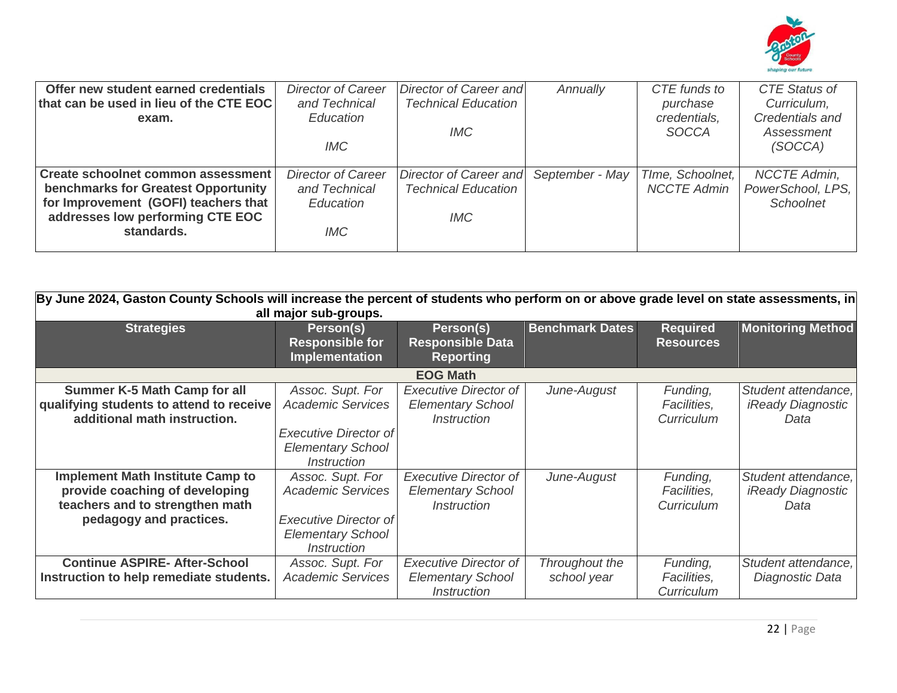| **Offer new student earned credentials that can be used in lieu of the CTE EOC exam.** | *Director of Career and Technical Education*<br><br>*IMC* | *Director of Career and Technical Education*<br><br>*IMC* | *Annually* | *CTE funds to purchase credentials, SOCCA* | *CTE Status of Curriculum, Credentials and Assessment (SOCCA)* |
|---|---|---|---|---|---|
| **Create schoolnet common assessment benchmarks for Greatest Opportunity for Improvement (GOFI) teachers that addresses low performing CTE EOC standards.** | *Director of Career and Technical Education*<br><br>*IMC* | *Director of Career and Technical Education*<br><br>*IMC* | *September - May* | *TIme, Schoolnet, NCCTE Admin* | *NCCTE Admin, PowerSchool, LPS, Schoolnet* |

| **By June 2024, Gaston County Schools will increase the percent of students who perform on or above grade level on state assessments, in all major sub-groups.** | | | | | |
|---|---|---|---|---|---|
| **Strategies** | **Person(s) Responsible for Implementation** | **Person(s) Responsible Data Reporting** | **Benchmark Dates** | **Required Resources** | **Monitoring Method** |
| **EOG Math** | | | | | |
| **Summer K-5 Math Camp for all qualifying students to attend to receive additional math instruction.** | *Assoc. Supt. For Academic Services*<br><br>*Executive Director of Elementary School Instruction* | *Executive Director of Elementary School Instruction* | *June-August* | *Funding, Facilities, Curriculum* | *Student attendance, iReady Diagnostic Data* |
| **Implement Math Institute Camp to provide coaching of developing teachers and to strengthen math pedagogy and practices.** | *Assoc. Supt. For Academic Services*<br><br>*Executive Director of Elementary School Instruction* | *Executive Director of Elementary School Instruction* | *June-August* | *Funding, Facilities, Curriculum* | *Student attendance, iReady Diagnostic Data* |
| **Continue ASPIRE- After-School Instruction to help remediate students.** | *Assoc. Supt. For Academic Services* | *Executive Director of Elementary School Instruction* | *Throughout the school year* | *Funding, Facilities, Curriculum* | *Student attendance, Diagnostic Data* |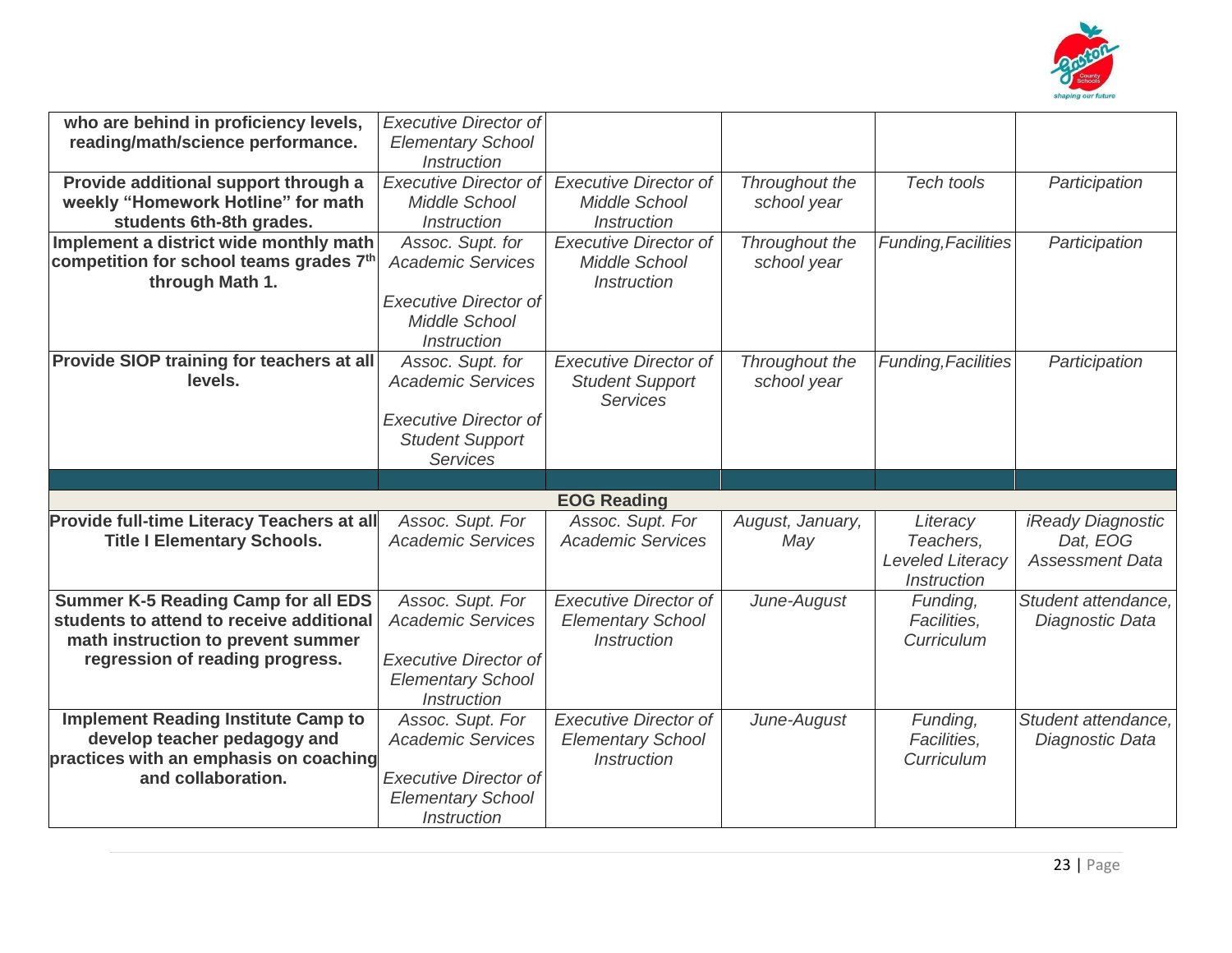| | | | | | |
|---|---|---|---|---|---|
| **who are behind in proficiency levels, reading/math/science performance.** | *Executive Director of Elementary School Instruction* | | | | |
| **Provide additional support through a weekly "Homework Hotline" for math students 6th-8th grades.** | *Executive Director of Middle School Instruction* | *Executive Director of Middle School Instruction* | *Throughout the school year* | *Tech tools* | *Participation* |
| **Implement a district wide monthly math competition for school teams grades 7th through Math 1.** | *Assoc. Supt. for Academic Services*<br><br>*Executive Director of Middle School Instruction* | *Executive Director of Middle School Instruction* | *Throughout the school year* | *Funding,Facilities* | *Participation* |
| **Provide SIOP training for teachers at all levels.** | *Assoc. Supt. for Academic Services*<br><br>*Executive Director of Student Support Services* | *Executive Director of Student Support Services* | *Throughout the school year* | *Funding,Facilities* | *Participation* |
| | | | | | |
| | | **EOG Reading** | | | |
| **Provide full-time Literacy Teachers at all Title I Elementary Schools.** | *Assoc. Supt. For Academic Services* | *Assoc. Supt. For Academic Services* | *August, January, May* | *Literacy Teachers, Leveled Literacy Instruction* | *iReady Diagnostic Dat, EOG Assessment Data* |
| **Summer K-5 Reading Camp for all EDS students to attend to receive additional math instruction to prevent summer regression of reading progress.** | *Assoc. Supt. For Academic Services*<br><br>*Executive Director of Elementary School Instruction* | *Executive Director of Elementary School Instruction* | *June-August* | *Funding, Facilities, Curriculum* | *Student attendance, Diagnostic Data* |
| **Implement Reading Institute Camp to develop teacher pedagogy and practices with an emphasis on coaching and collaboration.** | *Assoc. Supt. For Academic Services*<br><br>*Executive Director of Elementary School Instruction* | *Executive Director of Elementary School Instruction* | *June-August* | *Funding, Facilities, Curriculum* | *Student attendance, Diagnostic Data* |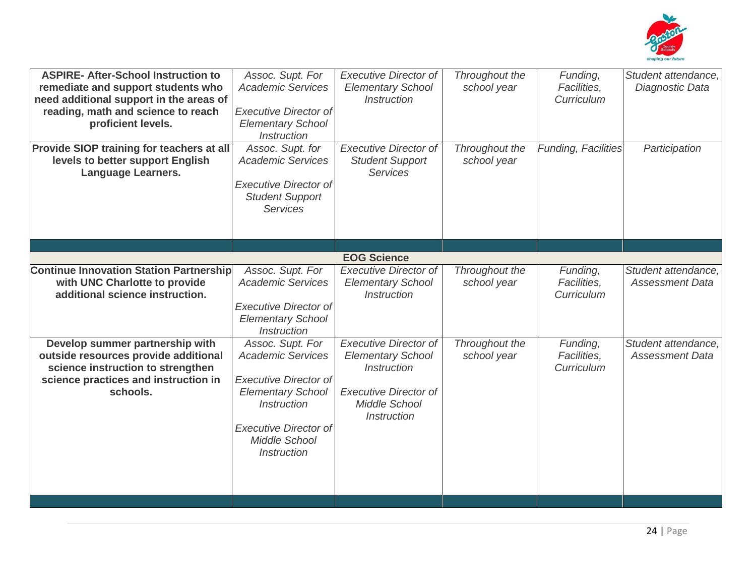| | | | | | |
|---|---|---|---|---|---|
| **ASPIRE- After-School Instruction to remediate and support students who need additional support in the areas of reading, math and science to reach proficient levels.** | *Assoc. Supt. For Academic Services*<br><br>*Executive Director of Elementary School Instruction* | *Executive Director of Elementary School Instruction* | *Throughout the school year* | *Funding, Facilities, Curriculum* | *Student attendance, Diagnostic Data* |
| **Provide SIOP training for teachers at all levels to better support English Language Learners.** | *Assoc. Supt. for Academic Services*<br><br>*Executive Director of Student Support Services* | *Executive Director of Student Support Services* | *Throughout the school year* | *Funding, Facilities* | *Participation* |
| | | | | | |
| | | **EOG Science** | | | |
| **Continue Innovation Station Partnership with UNC Charlotte to provide additional science instruction.** | *Assoc. Supt. For Academic Services*<br><br>*Executive Director of Elementary School Instruction* | *Executive Director of Elementary School Instruction* | *Throughout the school year* | *Funding, Facilities, Curriculum* | *Student attendance, Assessment Data* |
| **Develop summer partnership with outside resources provide additional science instruction to strengthen science practices and instruction in schools.** | *Assoc. Supt. For Academic Services*<br><br>*Executive Director of Elementary School Instruction*<br><br>*Executive Director of Middle School Instruction* | *Executive Director of Elementary School Instruction*<br><br>*Executive Director of Middle School Instruction* | *Throughout the school year* | *Funding, Facilities, Curriculum* | *Student attendance, Assessment Data* |
| | | | | | |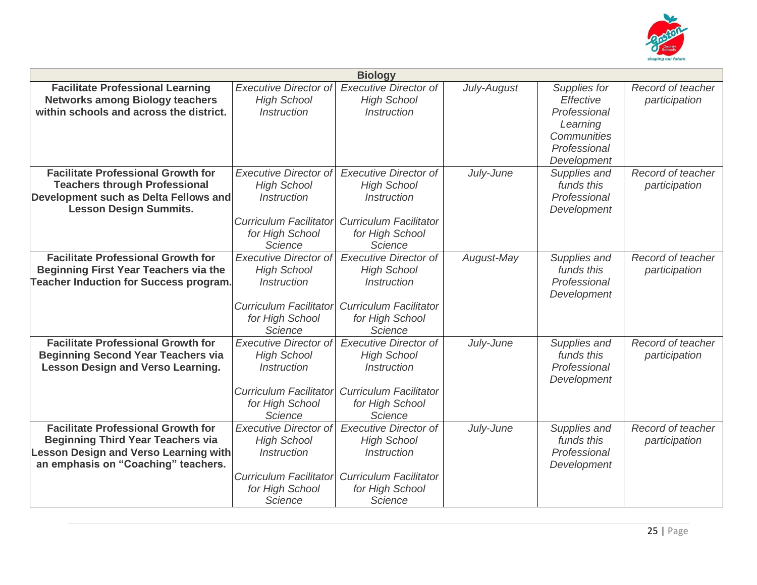| Biology | | | | | |
|---|---|---|---|---|---|
| **Facilitate Professional Learning Networks among Biology teachers within schools and across the district.** | *Executive Director of High School Instruction* | *Executive Director of High School Instruction* | *July-August* | *Supplies for Effective Professional Learning Communities Professional Development* | *Record of teacher participation* |
| **Facilitate Professional Growth for Teachers through Professional Development such as Delta Fellows and Lesson Design Summits.** | *Executive Director of High School Instruction*<br><br>*Curriculum Facilitator for High School Science* | *Executive Director of High School Instruction*<br><br>*Curriculum Facilitator for High School Science* | *July-June* | *Supplies and funds this Professional Development* | *Record of teacher participation* |
| **Facilitate Professional Growth for Beginning First Year Teachers via the Teacher Induction for Success program.** | *Executive Director of High School Instruction*<br><br>*Curriculum Facilitator for High School Science* | *Executive Director of High School Instruction*<br><br>*Curriculum Facilitator for High School Science* | *August-May* | *Supplies and funds this Professional Development* | *Record of teacher participation* |
| **Facilitate Professional Growth for Beginning Second Year Teachers via Lesson Design and Verso Learning.** | *Executive Director of High School Instruction*<br><br>*Curriculum Facilitator for High School Science* | *Executive Director of High School Instruction*<br><br>*Curriculum Facilitator for High School Science* | *July-June* | *Supplies and funds this Professional Development* | *Record of teacher participation* |
| **Facilitate Professional Growth for Beginning Third Year Teachers via Lesson Design and Verso Learning with an emphasis on "Coaching" teachers.** | *Executive Director of High School Instruction*<br><br>*Curriculum Facilitator for High School Science* | *Executive Director of High School Instruction*<br><br>*Curriculum Facilitator for High School Science* | *July-June* | *Supplies and funds this Professional Development* | *Record of teacher participation* |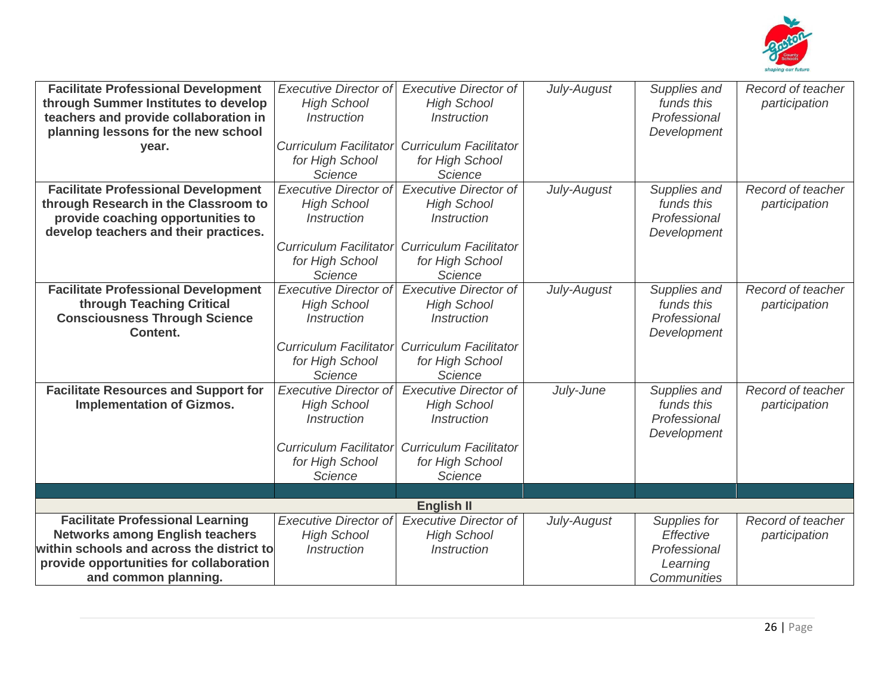| | | | | | |
|---|---|---|---|---|---|
| **Facilitate Professional Development through Summer Institutes to develop teachers and provide collaboration in planning lessons for the new school year.** | *Executive Director of High School Instruction*<br><br>*Curriculum Facilitator for High School Science* | *Executive Director of High School Instruction*<br><br>*Curriculum Facilitator for High School Science* | *July-August* | *Supplies and funds this Professional Development* | *Record of teacher participation* |
| **Facilitate Professional Development through Research in the Classroom to provide coaching opportunities to develop teachers and their practices.** | *Executive Director of High School Instruction*<br><br>*Curriculum Facilitator for High School Science* | *Executive Director of High School Instruction*<br><br>*Curriculum Facilitator for High School Science* | *July-August* | *Supplies and funds this Professional Development* | *Record of teacher participation* |
| **Facilitate Professional Development through Teaching Critical Consciousness Through Science Content.** | *Executive Director of High School Instruction*<br><br>*Curriculum Facilitator for High School Science* | *Executive Director of High School Instruction*<br><br>*Curriculum Facilitator for High School Science* | *July-August* | *Supplies and funds this Professional Development* | *Record of teacher participation* |
| **Facilitate Resources and Support for Implementation of Gizmos.** | *Executive Director of High School Instruction*<br><br>*Curriculum Facilitator for High School Science* | *Executive Director of High School Instruction*<br><br>*Curriculum Facilitator for High School Science* | *July-June* | *Supplies and funds this Professional Development* | *Record of teacher participation* |
| | | | | | |
| | | **English II** | | | |
| **Facilitate Professional Learning Networks among English teachers within schools and across the district to provide opportunities for collaboration and common planning.** | *Executive Director of High School Instruction* | *Executive Director of High School Instruction* | *July-August* | *Supplies for Effective Professional Learning Communities* | *Record of teacher participation* |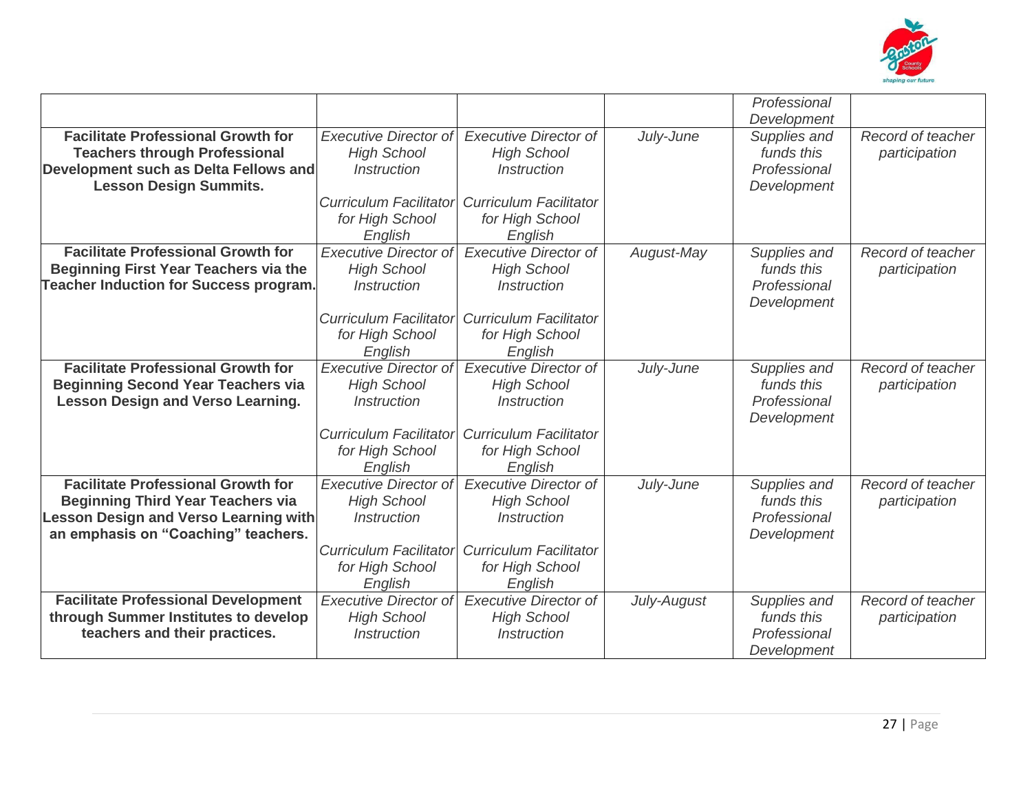| | | | | | |
|---|---|---|---|---|---|
| | | | | *Professional Development* | |
| **Facilitate Professional Growth for Teachers through Professional Development such as Delta Fellows and Lesson Design Summits.** | *Executive Director of High School Instruction*<br><br>*Curriculum Facilitator for High School English* | *Executive Director of High School Instruction*<br><br>*Curriculum Facilitator for High School English* | *July-June* | *Supplies and funds this Professional Development* | *Record of teacher participation* |
| **Facilitate Professional Growth for Beginning First Year Teachers via the Teacher Induction for Success program.** | *Executive Director of High School Instruction*<br><br>*Curriculum Facilitator for High School English* | *Executive Director of High School Instruction*<br><br>*Curriculum Facilitator for High School English* | *August-May* | *Supplies and funds this Professional Development* | *Record of teacher participation* |
| **Facilitate Professional Growth for Beginning Second Year Teachers via Lesson Design and Verso Learning.** | *Executive Director of High School Instruction*<br><br>*Curriculum Facilitator for High School English* | *Executive Director of High School Instruction*<br><br>*Curriculum Facilitator for High School English* | *July-June* | *Supplies and funds this Professional Development* | *Record of teacher participation* |
| **Facilitate Professional Growth for Beginning Third Year Teachers via Lesson Design and Verso Learning with an emphasis on "Coaching" teachers.** | *Executive Director of High School Instruction*<br><br>*Curriculum Facilitator for High School English* | *Executive Director of High School Instruction*<br><br>*Curriculum Facilitator for High School English* | *July-June* | *Supplies and funds this Professional Development* | *Record of teacher participation* |
| **Facilitate Professional Development through Summer Institutes to develop teachers and their practices.** | *Executive Director of High School Instruction* | *Executive Director of High School Instruction* | *July-August* | *Supplies and funds this Professional Development* | *Record of teacher participation* |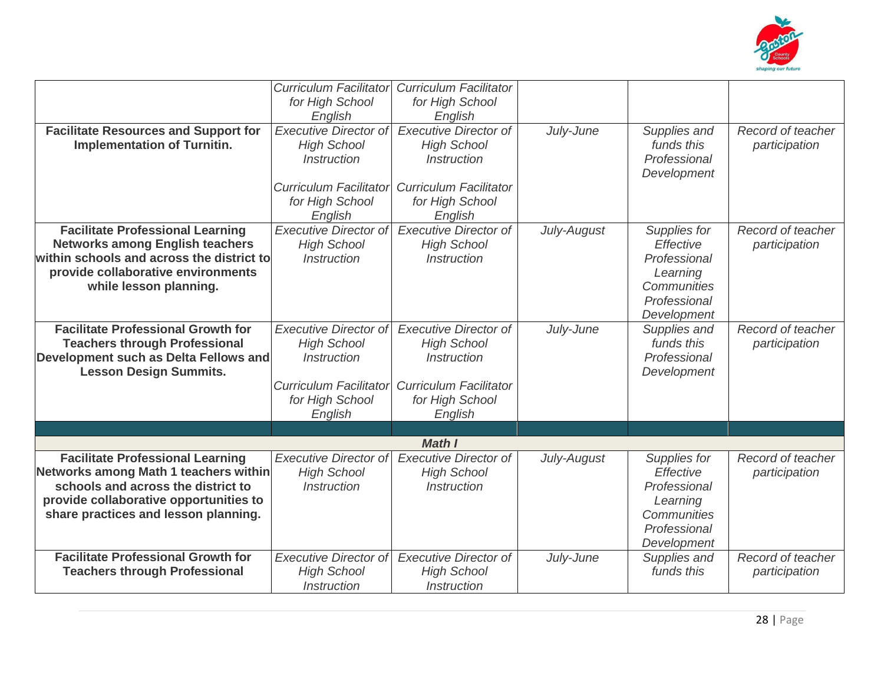| | | | | | |
|---|---|---|---|---|---|
| | *Curriculum Facilitator for High School English* | *Curriculum Facilitator for High School English* | | | |
| **Facilitate Resources and Support for Implementation of Turnitin.** | *Executive Director of High School Instruction*<br><br>*Curriculum Facilitator for High School English* | *Executive Director of High School Instruction*<br><br>*Curriculum Facilitator for High School English* | *July-June* | *Supplies and funds this Professional Development* | *Record of teacher participation* |
| **Facilitate Professional Learning Networks among English teachers within schools and across the district to provide collaborative environments while lesson planning.** | *Executive Director of High School Instruction* | *Executive Director of High School Instruction* | *July-August* | *Supplies for Effective Professional Learning Communities Professional Development* | *Record of teacher participation* |
| **Facilitate Professional Growth for Teachers through Professional Development such as Delta Fellows and Lesson Design Summits.** | *Executive Director of High School Instruction*<br><br>*Curriculum Facilitator for High School English* | *Executive Director of High School Instruction*<br><br>*Curriculum Facilitator for High School English* | *July-June* | *Supplies and funds this Professional Development* | *Record of teacher participation* |
| | | | | | |
| | | ***Math I*** | | | |
| **Facilitate Professional Learning Networks among Math 1 teachers within schools and across the district to provide collaborative opportunities to share practices and lesson planning.** | *Executive Director of High School Instruction* | *Executive Director of High School Instruction* | *July-August* | *Supplies for Effective Professional Learning Communities Professional Development* | *Record of teacher participation* |
| **Facilitate Professional Growth for Teachers through Professional** | *Executive Director of High School Instruction* | *Executive Director of High School Instruction* | *July-June* | *Supplies and funds this* | *Record of teacher participation* |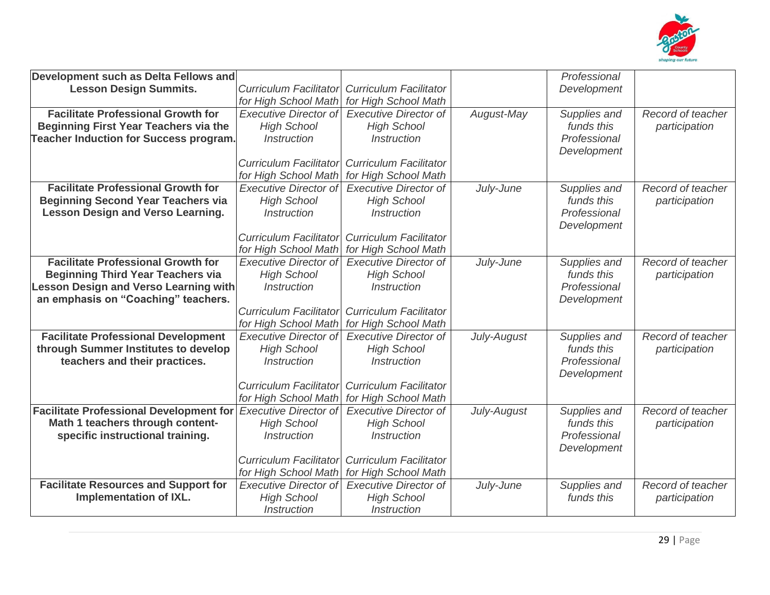| | | | | | |
|---|---|---|---|---|---|
| **Development such as Delta Fellows and Lesson Design Summits.** | *Curriculum Facilitator for High School Math* | *Curriculum Facilitator for High School Math* | | *Professional Development* | |
| **Facilitate Professional Growth for Beginning First Year Teachers via the Teacher Induction for Success program.** | *Executive Director of High School Instruction*<br><br>*Curriculum Facilitator for High School Math* | *Executive Director of High School Instruction*<br><br>*Curriculum Facilitator for High School Math* | *August-May* | *Supplies and funds this Professional Development* | *Record of teacher participation* |
| **Facilitate Professional Growth for Beginning Second Year Teachers via Lesson Design and Verso Learning.** | *Executive Director of High School Instruction*<br><br>*Curriculum Facilitator for High School Math* | *Executive Director of High School Instruction*<br><br>*Curriculum Facilitator for High School Math* | *July-June* | *Supplies and funds this Professional Development* | *Record of teacher participation* |
| **Facilitate Professional Growth for Beginning Third Year Teachers via Lesson Design and Verso Learning with an emphasis on "Coaching" teachers.** | *Executive Director of High School Instruction*<br><br>*Curriculum Facilitator for High School Math* | *Executive Director of High School Instruction*<br><br>*Curriculum Facilitator for High School Math* | *July-June* | *Supplies and funds this Professional Development* | *Record of teacher participation* |
| **Facilitate Professional Development through Summer Institutes to develop teachers and their practices.** | *Executive Director of High School Instruction*<br><br>*Curriculum Facilitator for High School Math* | *Executive Director of High School Instruction*<br><br>*Curriculum Facilitator for High School Math* | *July-August* | *Supplies and funds this Professional Development* | *Record of teacher participation* |
| **Facilitate Professional Development for Math 1 teachers through content-specific instructional training.** | *Executive Director of High School Instruction*<br><br>*Curriculum Facilitator for High School Math* | *Executive Director of High School Instruction*<br><br>*Curriculum Facilitator for High School Math* | *July-August* | *Supplies and funds this Professional Development* | *Record of teacher participation* |
| **Facilitate Resources and Support for Implementation of IXL.** | *Executive Director of High School Instruction* | *Executive Director of High School Instruction* | *July-June* | *Supplies and funds this* | *Record of teacher participation* |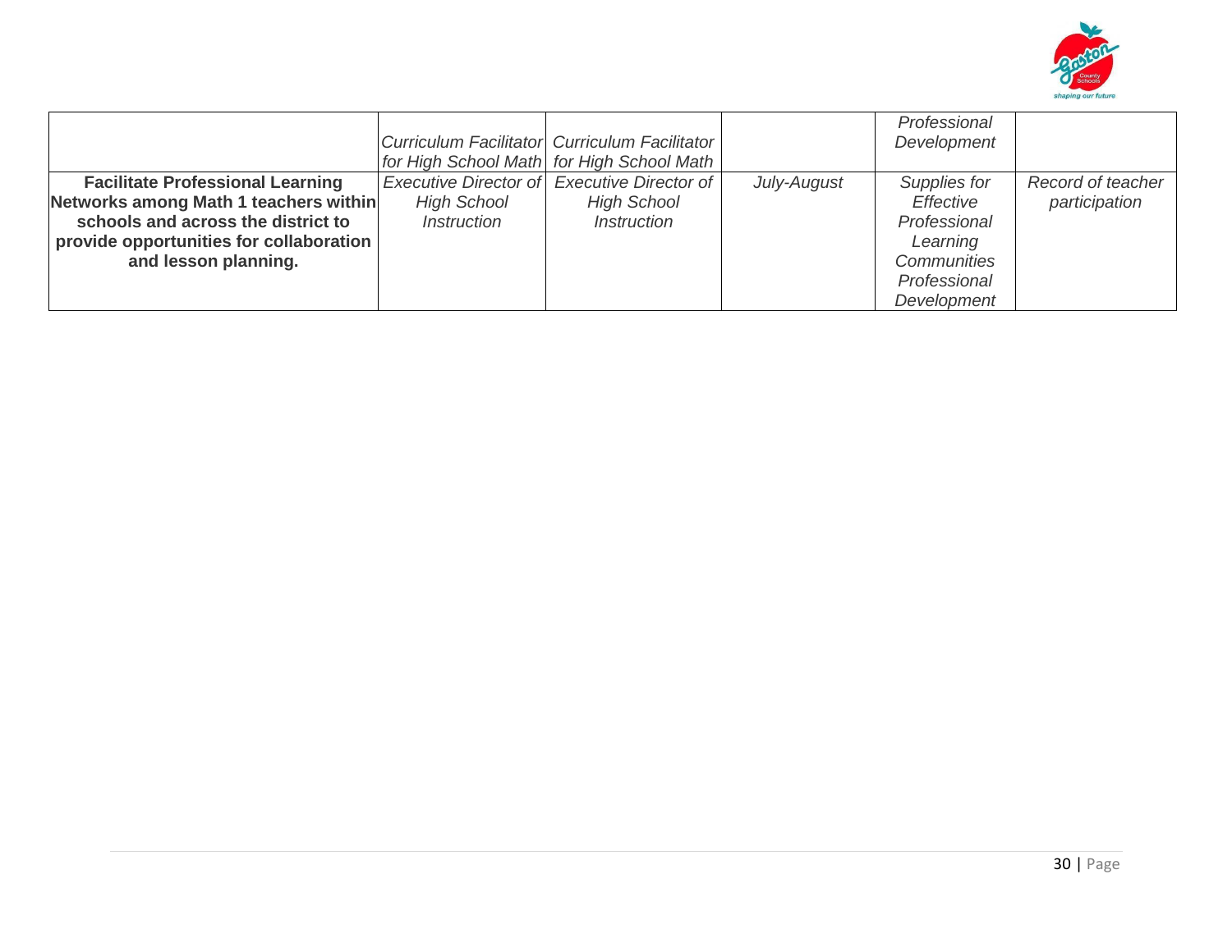| | | | | | |
|---|---|---|---|---|---|
| | *Curriculum Facilitator for High School Math* | *Curriculum Facilitator for High School Math* | | *Professional Development* | |
| **Facilitate Professional Learning Networks among Math 1 teachers within schools and across the district to provide opportunities for collaboration and lesson planning.** | *Executive Director of High School Instruction* | *Executive Director of High School Instruction* | *July-August* | *Supplies for Effective Professional Learning Communities Professional Development* | *Record of teacher participation* |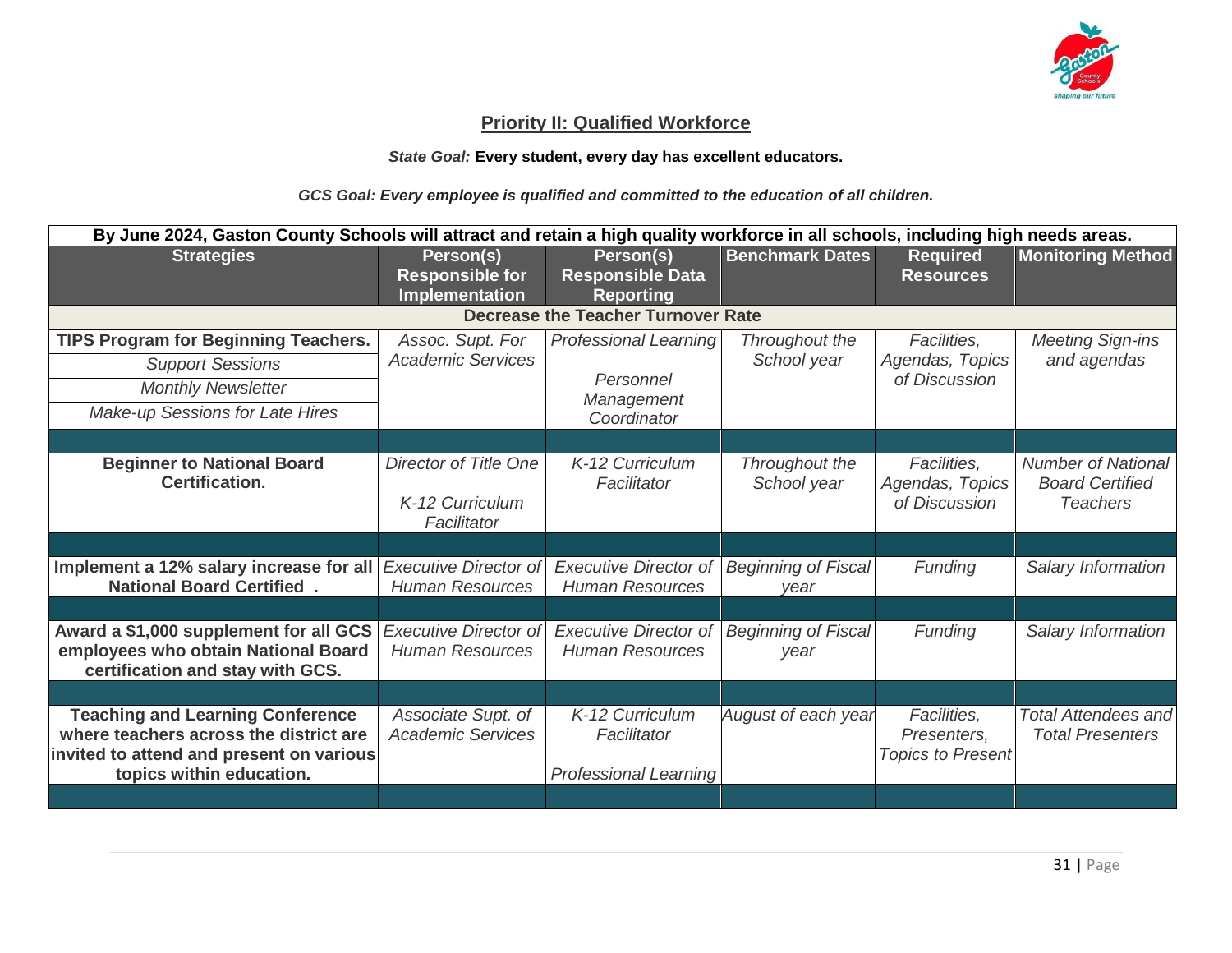## Priority II: Qualified Workforce

***State Goal:*** **Every student, every day has excellent educators.**

***GCS Goal: Every employee is qualified and committed to the education of all children.***

| By June 2024, Gaston County Schools will attract and retain a high quality workforce in all schools, including high needs areas. | | | | | |
|---|---|---|---|---|---|
| **Strategies** | **Person(s) Responsible for Implementation** | **Person(s) Responsible Data Reporting** | **Benchmark Dates** | **Required Resources** | **Monitoring Method** |
| **Decrease the Teacher Turnover Rate** | | | | | |
| **TIPS Program for Beginning Teachers.**<br>*Support Sessions*<br>*Monthly Newsletter*<br>*Make-up Sessions for Late Hires* | *Assoc. Supt. For Academic Services* | *Professional Learning*<br><br>*Personnel Management Coordinator* | *Throughout the School year* | *Facilities, Agendas, Topics of Discussion* | *Meeting Sign-ins and agendas* |
| | | | | | |
| **Beginner to National Board Certification.** | *Director of Title One*<br><br>*K-12 Curriculum Facilitator* | *K-12 Curriculum Facilitator* | *Throughout the School year* | *Facilities, Agendas, Topics of Discussion* | *Number of National Board Certified Teachers* |
| | | | | | |
| **Implement a 12% salary increase for all National Board Certified .** | *Executive Director of Human Resources* | *Executive Director of Human Resources* | *Beginning of Fiscal year* | *Funding* | *Salary Information* |
| | | | | | |
| **Award a $1,000 supplement for all GCS employees who obtain National Board certification and stay with GCS.** | *Executive Director of Human Resources* | *Executive Director of Human Resources* | *Beginning of Fiscal year* | *Funding* | *Salary Information* |
| | | | | | |
| **Teaching and Learning Conference where teachers across the district are invited to attend and present on various topics within education.** | *Associate Supt. of Academic Services* | *K-12 Curriculum Facilitator*<br><br>*Professional Learning* | *August of each year* | *Facilities, Presenters, Topics to Present* | *Total Attendees and Total Presenters* |
| | | | | | |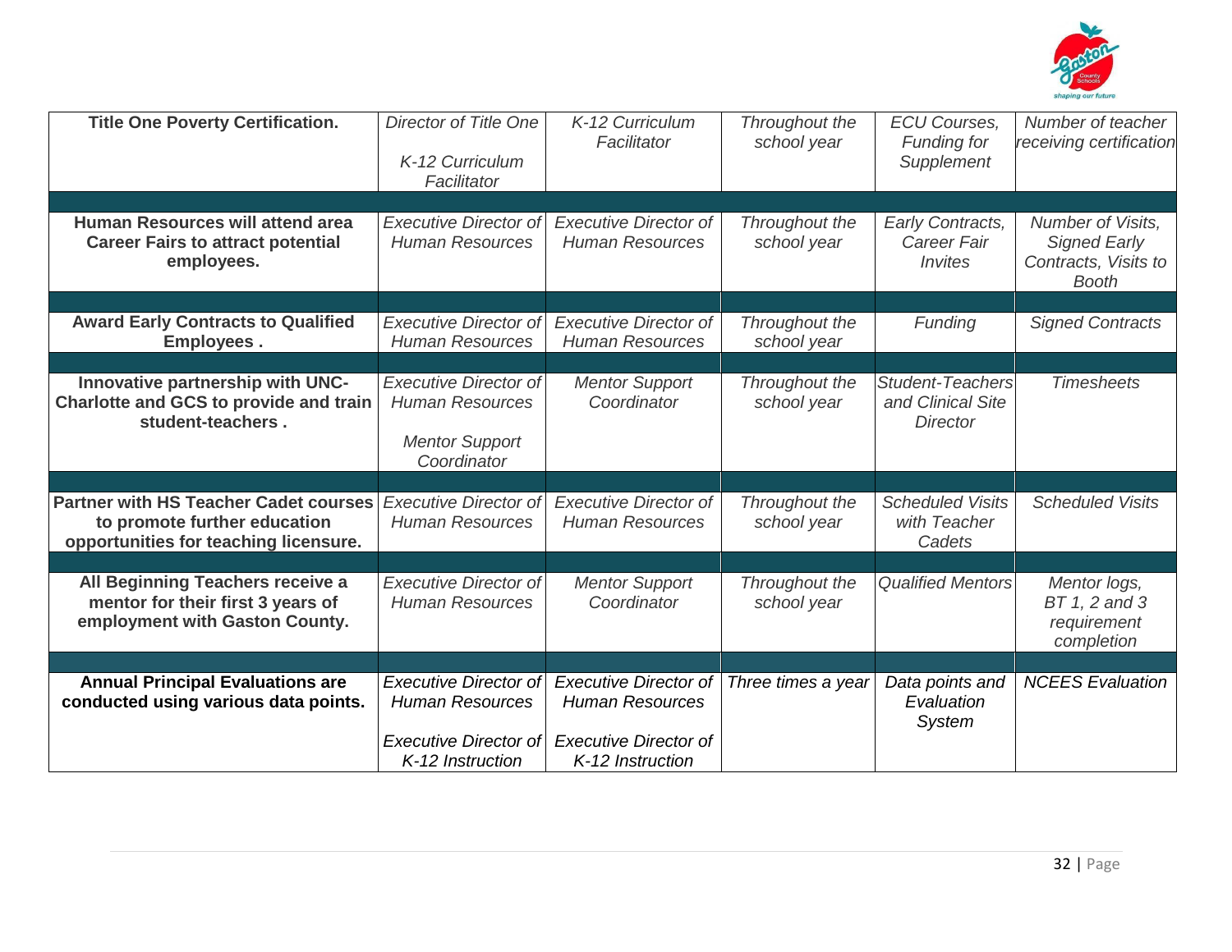| Title One Poverty Certification. | Director of Title One<br><br>K-12 Curriculum Facilitator | K-12 Curriculum Facilitator | Throughout the school year | ECU Courses, Funding for Supplement | Number of teacher receiving certification |
|---|---|---|---|---|---|
| | | | | | |
| **Human Resources will attend area Career Fairs to attract potential employees.** | *Executive Director of Human Resources* | *Executive Director of Human Resources* | *Throughout the school year* | *Early Contracts, Career Fair Invites* | *Number of Visits, Signed Early Contracts, Visits to Booth* |
| | | | | | |
| **Award Early Contracts to Qualified Employees .** | *Executive Director of Human Resources* | *Executive Director of Human Resources* | *Throughout the school year* | *Funding* | *Signed Contracts* |
| | | | | | |
| **Innovative partnership with UNC-Charlotte and GCS to provide and train student-teachers .** | *Executive Director of Human Resources*<br><br>*Mentor Support Coordinator* | *Mentor Support Coordinator* | *Throughout the school year* | *Student-Teachers and Clinical Site Director* | *Timesheets* |
| | | | | | |
| **Partner with HS Teacher Cadet courses to promote further education opportunities for teaching licensure.** | *Executive Director of Human Resources* | *Executive Director of Human Resources* | *Throughout the school year* | *Scheduled Visits with Teacher Cadets* | *Scheduled Visits* |
| | | | | | |
| **All Beginning Teachers receive a mentor for their first 3 years of employment with Gaston County.** | *Executive Director of Human Resources* | *Mentor Support Coordinator* | *Throughout the school year* | *Qualified Mentors* | *Mentor logs, BT 1, 2 and 3 requirement completion* |
| | | | | | |
| **Annual Principal Evaluations are conducted using various data points.** | *Executive Director of Human Resources*<br><br>*Executive Director of K-12 Instruction* | *Executive Director of Human Resources*<br><br>*Executive Director of K-12 Instruction* | *Three times a year* | *Data points and Evaluation System* | *NCEES Evaluation* |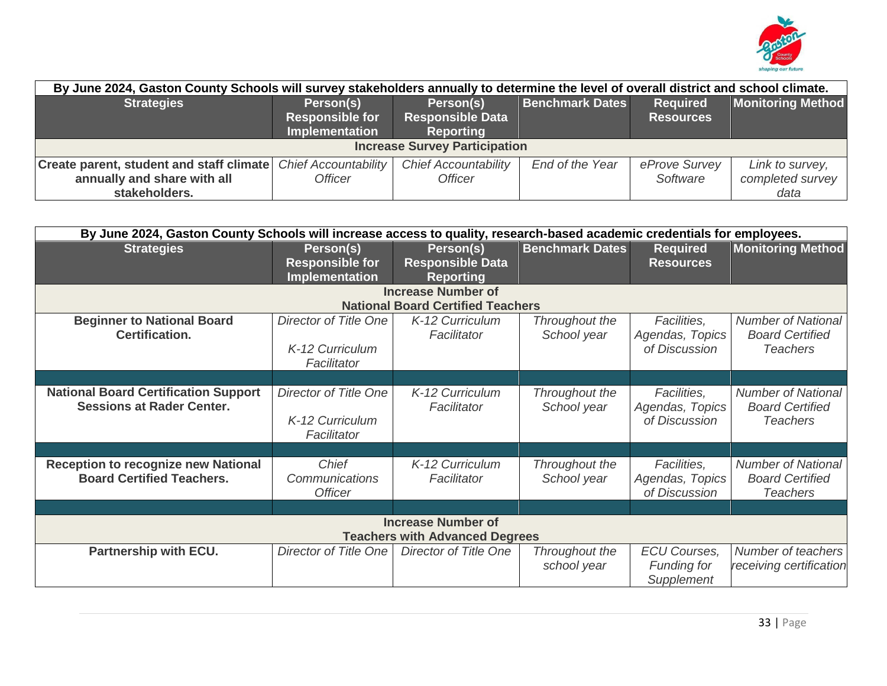| By June 2024, Gaston County Schools will survey stakeholders annually to determine the level of overall district and school climate. | | | | | |
|---|---|---|---|---|---|
| **Strategies** | **Person(s) Responsible for Implementation** | **Person(s) Responsible Data Reporting** | **Benchmark Dates** | **Required Resources** | **Monitoring Method** |
| **Increase Survey Participation** | | | | | |
| **Create parent, student and staff climate annually and share with all stakeholders.** | *Chief Accountability Officer* | *Chief Accountability Officer* | *End of the Year* | *eProve Survey Software* | *Link to survey, completed survey data* |

| By June 2024, Gaston County Schools will increase access to quality, research-based academic credentials for employees. | | | | | |
|---|---|---|---|---|---|
| **Strategies** | **Person(s) Responsible for Implementation** | **Person(s) Responsible Data Reporting** | **Benchmark Dates** | **Required Resources** | **Monitoring Method** |
| **Increase Number of National Board Certified Teachers** | | | | | |
| **Beginner to National Board Certification.** | *Director of Title One*<br><br>*K-12 Curriculum Facilitator* | *K-12 Curriculum Facilitator* | *Throughout the School year* | *Facilities, Agendas, Topics of Discussion* | *Number of National Board Certified Teachers* |
| | | | | | |
| **National Board Certification Support Sessions at Rader Center.** | *Director of Title One*<br><br>*K-12 Curriculum Facilitator* | *K-12 Curriculum Facilitator* | *Throughout the School year* | *Facilities, Agendas, Topics of Discussion* | *Number of National Board Certified Teachers* |
| | | | | | |
| **Reception to recognize new National Board Certified Teachers.** | *Chief Communications Officer* | *K-12 Curriculum Facilitator* | *Throughout the School year* | *Facilities, Agendas, Topics of Discussion* | *Number of National Board Certified Teachers* |
| | | | | | |
| **Increase Number of Teachers with Advanced Degrees** | | | | | |
| **Partnership with ECU.** | *Director of Title One* | *Director of Title One* | *Throughout the school year* | *ECU Courses, Funding for Supplement* | *Number of teachers receiving certification* |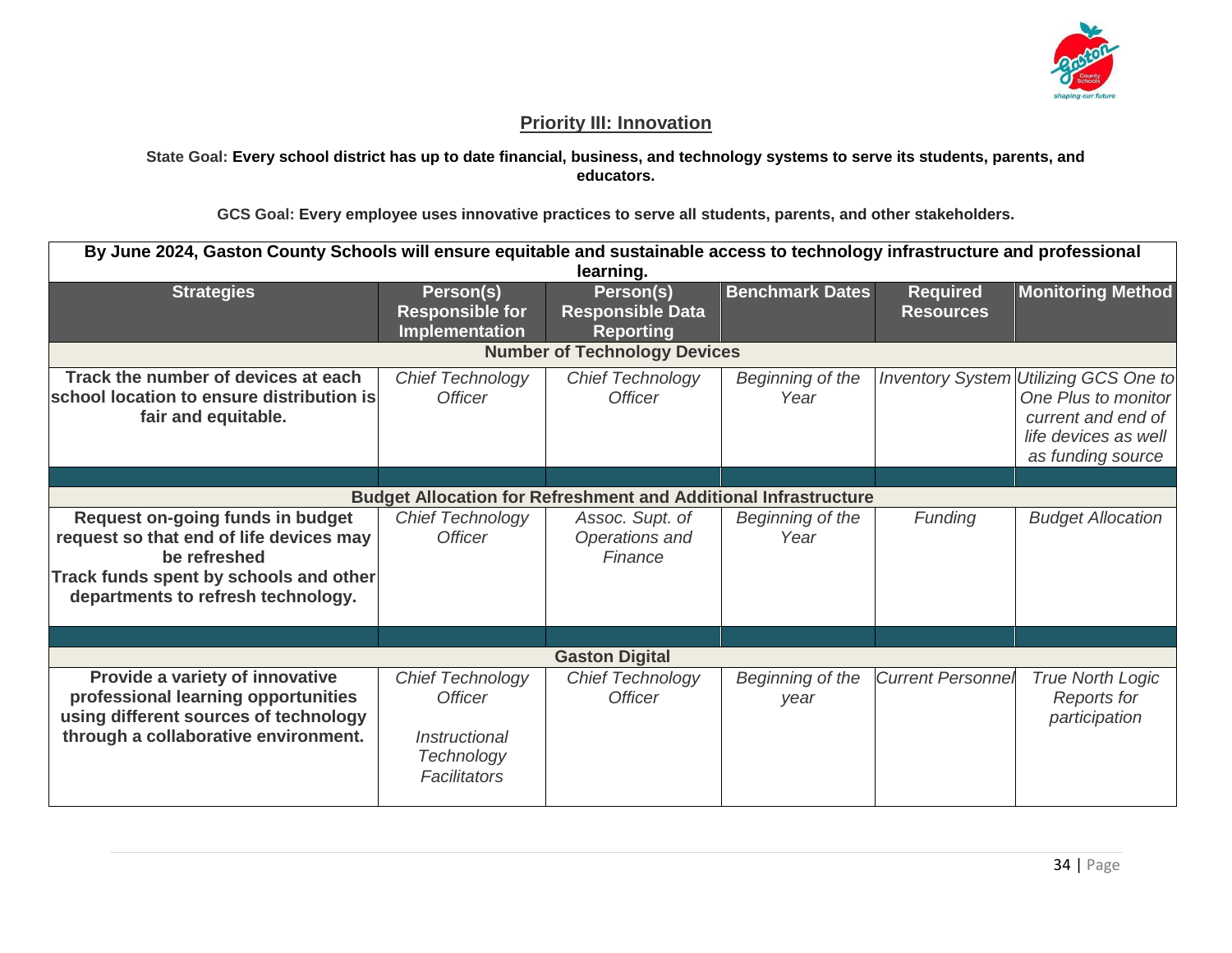## Priority III: Innovation

**State Goal: Every school district has up to date financial, business, and technology systems to serve its students, parents, and educators.**

**GCS Goal: Every employee uses innovative practices to serve all students, parents, and other stakeholders.**

| By June 2024, Gaston County Schools will ensure equitable and sustainable access to technology infrastructure and professional learning. | | | | | |
|---|---|---|---|---|---|
| **Strategies** | **Person(s) Responsible for Implementation** | **Person(s) Responsible Data Reporting** | **Benchmark Dates** | **Required Resources** | **Monitoring Method** |
| **Number of Technology Devices** | | | | | |
| **Track the number of devices at each school location to ensure distribution is fair and equitable.** | *Chief Technology Officer* | *Chief Technology Officer* | *Beginning of the Year* | *Inventory System* | *Utilizing GCS One to One Plus to monitor current and end of life devices as well as funding source* |
| | | | | | |
| **Budget Allocation for Refreshment and Additional Infrastructure** | | | | | |
| **Request on-going funds in budget request so that end of life devices may be refreshed**<br>**Track funds spent by schools and other departments to refresh technology.** | *Chief Technology Officer* | *Assoc. Supt. of Operations and Finance* | *Beginning of the Year* | *Funding* | *Budget Allocation* |
| | | | | | |
| **Gaston Digital** | | | | | |
| **Provide a variety of innovative professional learning opportunities using different sources of technology through a collaborative environment.** | *Chief Technology Officer*<br><br>*Instructional Technology Facilitators* | *Chief Technology Officer* | *Beginning of the year* | *Current Personnel* | *True North Logic Reports for participation* |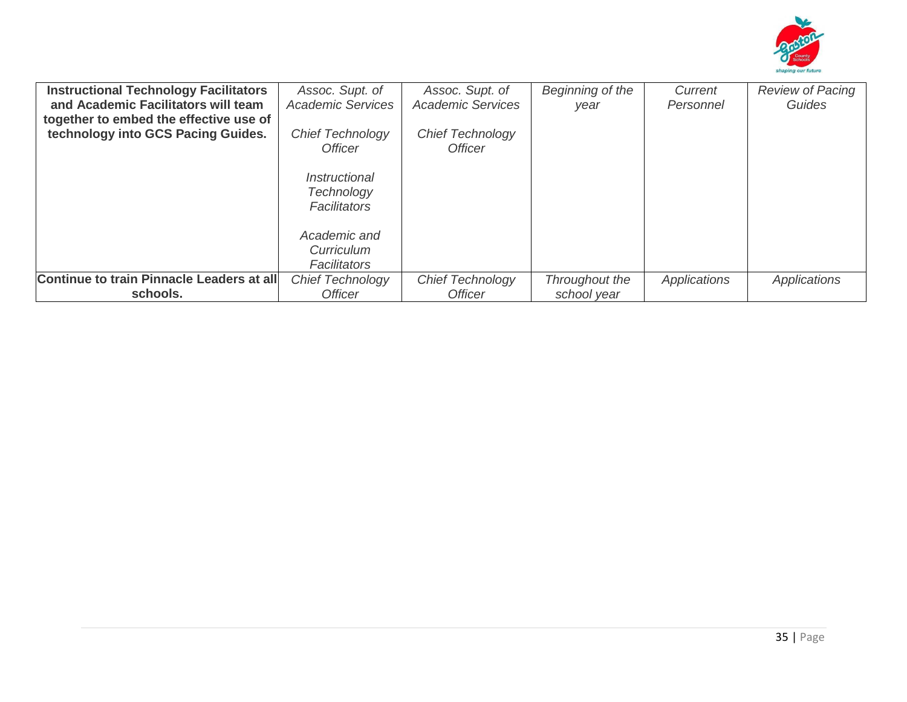| **Instructional Technology Facilitators and Academic Facilitators will team together to embed the effective use of technology into GCS Pacing Guides.** | *Assoc. Supt. of Academic Services*<br><br>*Chief Technology Officer*<br><br>*Instructional Technology Facilitators*<br><br>*Academic and Curriculum Facilitators* | *Assoc. Supt. of Academic Services*<br><br>*Chief Technology Officer* | *Beginning of the year* | *Current Personnel* | *Review of Pacing Guides* |
|---|---|---|---|---|---|
| **Continue to train Pinnacle Leaders at all schools.** | *Chief Technology Officer* | *Chief Technology Officer* | *Throughout the school year* | *Applications* | *Applications* |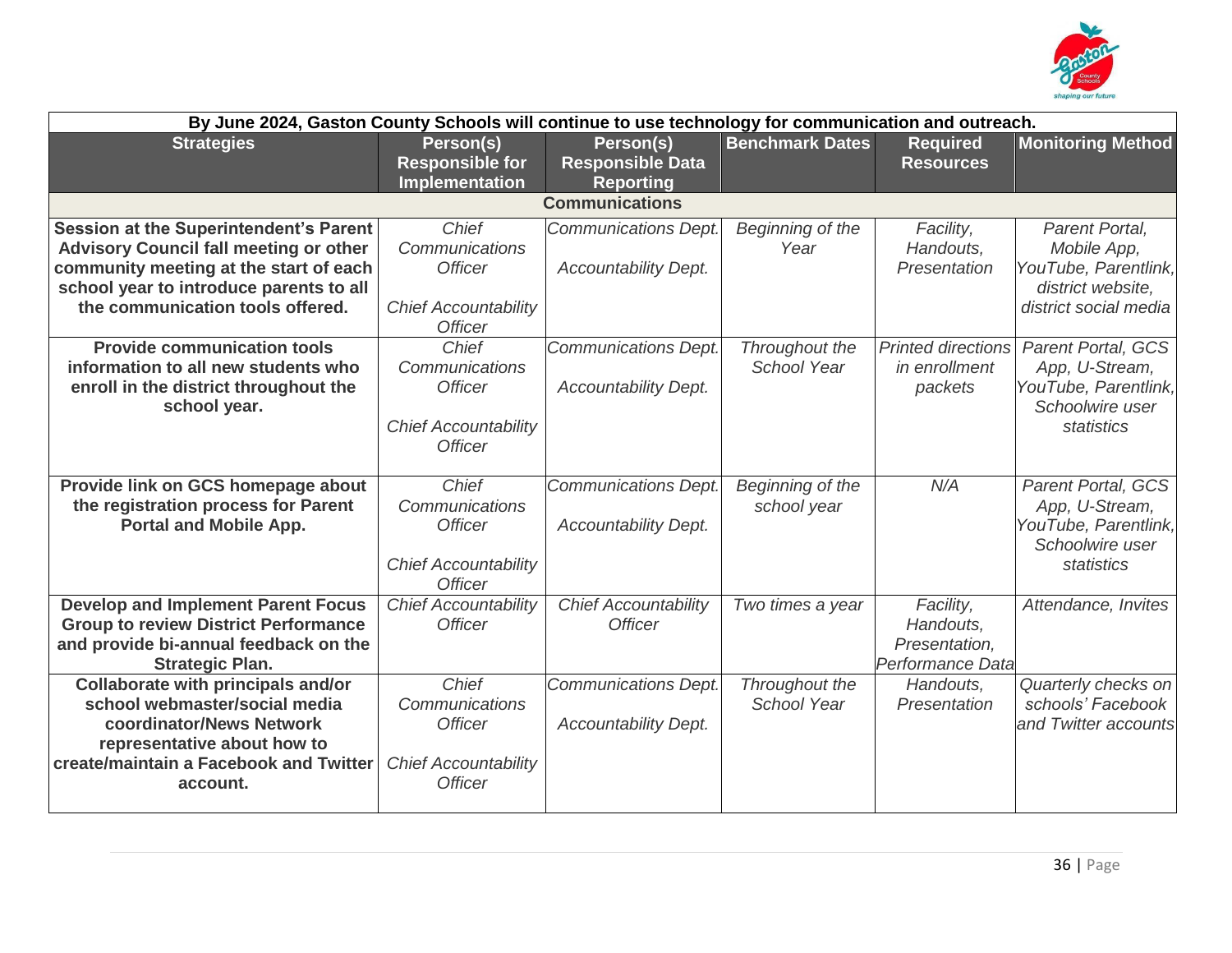| By June 2024, Gaston County Schools will continue to use technology for communication and outreach. | | | | | |
|---|---|---|---|---|---|
| **Strategies** | **Person(s) Responsible for Implementation** | **Person(s) Responsible Data Reporting** | **Benchmark Dates** | **Required Resources** | **Monitoring Method** |
| **Communications** | | | | | |
| **Session at the Superintendent's Parent Advisory Council fall meeting or other community meeting at the start of each school year to introduce parents to all the communication tools offered.** | *Chief Communications Officer*<br><br>*Chief Accountability Officer* | *Communications Dept.*<br><br>*Accountability Dept.* | *Beginning of the Year* | *Facility, Handouts, Presentation* | *Parent Portal, Mobile App, YouTube, Parentlink, district website, district social media* |
| **Provide communication tools information to all new students who enroll in the district throughout the school year.** | *Chief Communications Officer*<br><br>*Chief Accountability Officer* | *Communications Dept.*<br><br>*Accountability Dept.* | *Throughout the School Year* | *Printed directions in enrollment packets* | *Parent Portal, GCS App, U-Stream, YouTube, Parentlink, Schoolwire user statistics* |
| **Provide link on GCS homepage about the registration process for Parent Portal and Mobile App.** | *Chief Communications Officer*<br><br>*Chief Accountability Officer* | *Communications Dept.*<br><br>*Accountability Dept.* | *Beginning of the school year* | *N/A* | *Parent Portal, GCS App, U-Stream, YouTube, Parentlink, Schoolwire user statistics* |
| **Develop and Implement Parent Focus Group to review District Performance and provide bi-annual feedback on the Strategic Plan.** | *Chief Accountability Officer* | *Chief Accountability Officer* | *Two times a year* | *Facility, Handouts, Presentation, Performance Data* | *Attendance, Invites* |
| **Collaborate with principals and/or school webmaster/social media coordinator/News Network representative about how to create/maintain a Facebook and Twitter account.** | *Chief Communications Officer*<br><br>*Chief Accountability Officer* | *Communications Dept.*<br><br>*Accountability Dept.* | *Throughout the School Year* | *Handouts, Presentation* | *Quarterly checks on schools' Facebook and Twitter accounts* |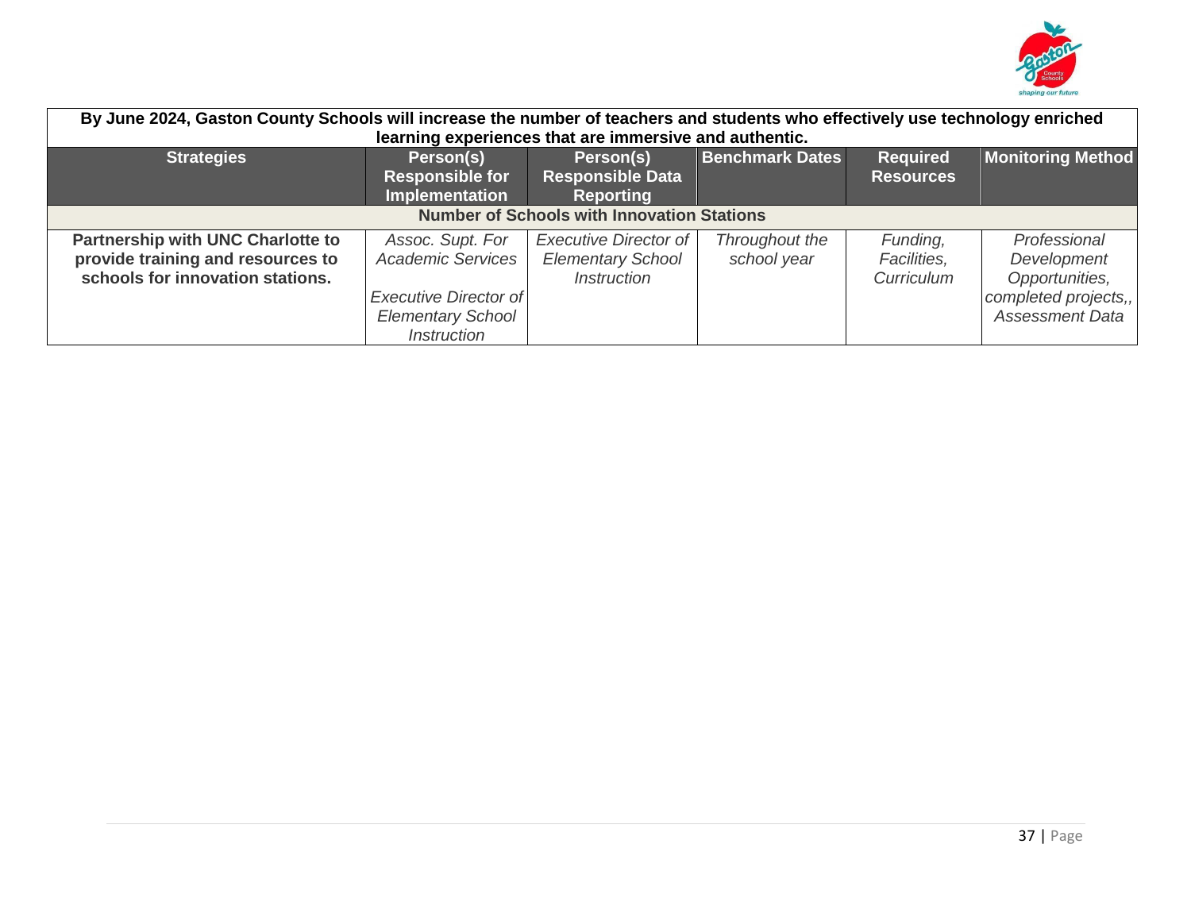| By June 2024, Gaston County Schools will increase the number of teachers and students who effectively use technology enriched learning experiences that are immersive and authentic. | | | | | |
|---|---|---|---|---|---|
| **Strategies** | **Person(s) Responsible for Implementation** | **Person(s) Responsible Data Reporting** | **Benchmark Dates** | **Required Resources** | **Monitoring Method** |
| **Number of Schools with Innovation Stations** | | | | | |
| **Partnership with UNC Charlotte to provide training and resources to schools for innovation stations.** | *Assoc. Supt. For Academic Services*<br><br>*Executive Director of Elementary School Instruction* | *Executive Director of Elementary School Instruction* | *Throughout the school year* | *Funding, Facilities, Curriculum* | *Professional Development Opportunities, completed projects,, Assessment Data* |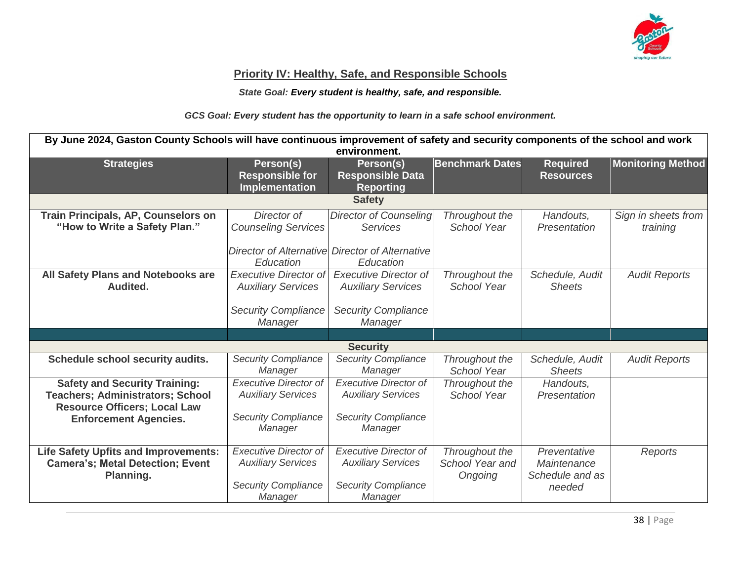## Priority IV: Healthy, Safe, and Responsible Schools

***State Goal:* Every student is healthy, safe, and responsible.**

***GCS Goal: Every student has the opportunity to learn in a safe school environment.***

| **By June 2024, Gaston County Schools will have continuous improvement of safety and security components of the school and work environment.** | | | | | |
|---|---|---|---|---|---|
| **Strategies** | **Person(s) Responsible for Implementation** | **Person(s) Responsible Data Reporting** | **Benchmark Dates** | **Required Resources** | **Monitoring Method** |
| **Safety** | | | | | |
| **Train Principals, AP, Counselors on "How to Write a Safety Plan."** | *Director of Counseling Services*<br><br>*Director of Alternative Education* | *Director of Counseling Services*<br><br>*Director of Alternative Education* | *Throughout the School Year* | *Handouts, Presentation* | *Sign in sheets from training* |
| **All Safety Plans and Notebooks are Audited.** | *Executive Director of Auxiliary Services*<br><br>*Security Compliance Manager* | *Executive Director of Auxiliary Services*<br><br>*Security Compliance Manager* | *Throughout the School Year* | *Schedule, Audit Sheets* | *Audit Reports* |
| | | | | | |
| **Security** | | | | | |
| **Schedule school security audits.** | *Security Compliance Manager* | *Security Compliance Manager* | *Throughout the School Year* | *Schedule, Audit Sheets* | *Audit Reports* |
| **Safety and Security Training: Teachers; Administrators; School Resource Officers; Local Law Enforcement Agencies.** | *Executive Director of Auxiliary Services*<br><br>*Security Compliance Manager* | *Executive Director of Auxiliary Services*<br><br>*Security Compliance Manager* | *Throughout the School Year* | *Handouts, Presentation* | |
| **Life Safety Upfits and Improvements: Camera's; Metal Detection; Event Planning.** | *Executive Director of Auxiliary Services*<br><br>*Security Compliance Manager* | *Executive Director of Auxiliary Services*<br><br>*Security Compliance Manager* | *Throughout the School Year and Ongoing* | *Preventative Maintenance Schedule and as needed* | *Reports* |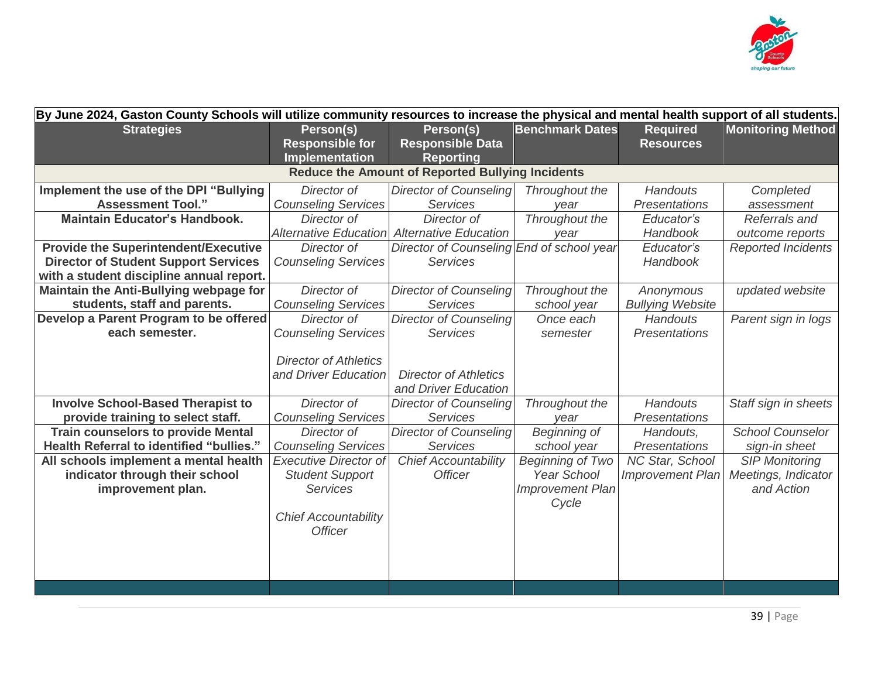| By June 2024, Gaston County Schools will utilize community resources to increase the physical and mental health support of all students. | | | | | |
|---|---|---|---|---|---|
| **Strategies** | **Person(s) Responsible for Implementation** | **Person(s) Responsible Data Reporting** | **Benchmark Dates** | **Required Resources** | **Monitoring Method** |
| **Reduce the Amount of Reported Bullying Incidents** | | | | | |
| **Implement the use of the DPI "Bullying Assessment Tool."** | *Director of Counseling Services* | *Director of Counseling Services* | *Throughout the year* | *Handouts Presentations* | *Completed assessment* |
| **Maintain Educator's Handbook.** | *Director of Alternative Education* | *Director of Alternative Education* | *Throughout the year* | *Educator's Handbook* | *Referrals and outcome reports* |
| **Provide the Superintendent/Executive Director of Student Support Services with a student discipline annual report.** | *Director of Counseling Services* | *Director of Counseling Services* | *End of school year* | *Educator's Handbook* | *Reported Incidents* |
| **Maintain the Anti-Bullying webpage for students, staff and parents.** | *Director of Counseling Services* | *Director of Counseling Services* | *Throughout the school year* | *Anonymous Bullying Website* | *updated website* |
| **Develop a Parent Program to be offered each semester.** | *Director of Counseling Services*<br><br>*Director of Athletics and Driver Education* | *Director of Counseling Services*<br><br>*Director of Athletics and Driver Education* | *Once each semester* | *Handouts Presentations* | *Parent sign in logs* |
| **Involve School-Based Therapist to provide training to select staff.** | *Director of Counseling Services* | *Director of Counseling Services* | *Throughout the year* | *Handouts Presentations* | *Staff sign in sheets* |
| **Train counselors to provide Mental Health Referral to identified "bullies."** | *Director of Counseling Services* | *Director of Counseling Services* | *Beginning of school year* | *Handouts, Presentations* | *School Counselor sign-in sheet* |
| **All schools implement a mental health indicator through their school improvement plan.** | *Executive Director of Student Support Services*<br><br>*Chief Accountability Officer* | *Chief Accountability Officer* | *Beginning of Two Year School Improvement Plan Cycle* | *NC Star, School Improvement Plan* | *SIP Monitoring Meetings, Indicator and Action* |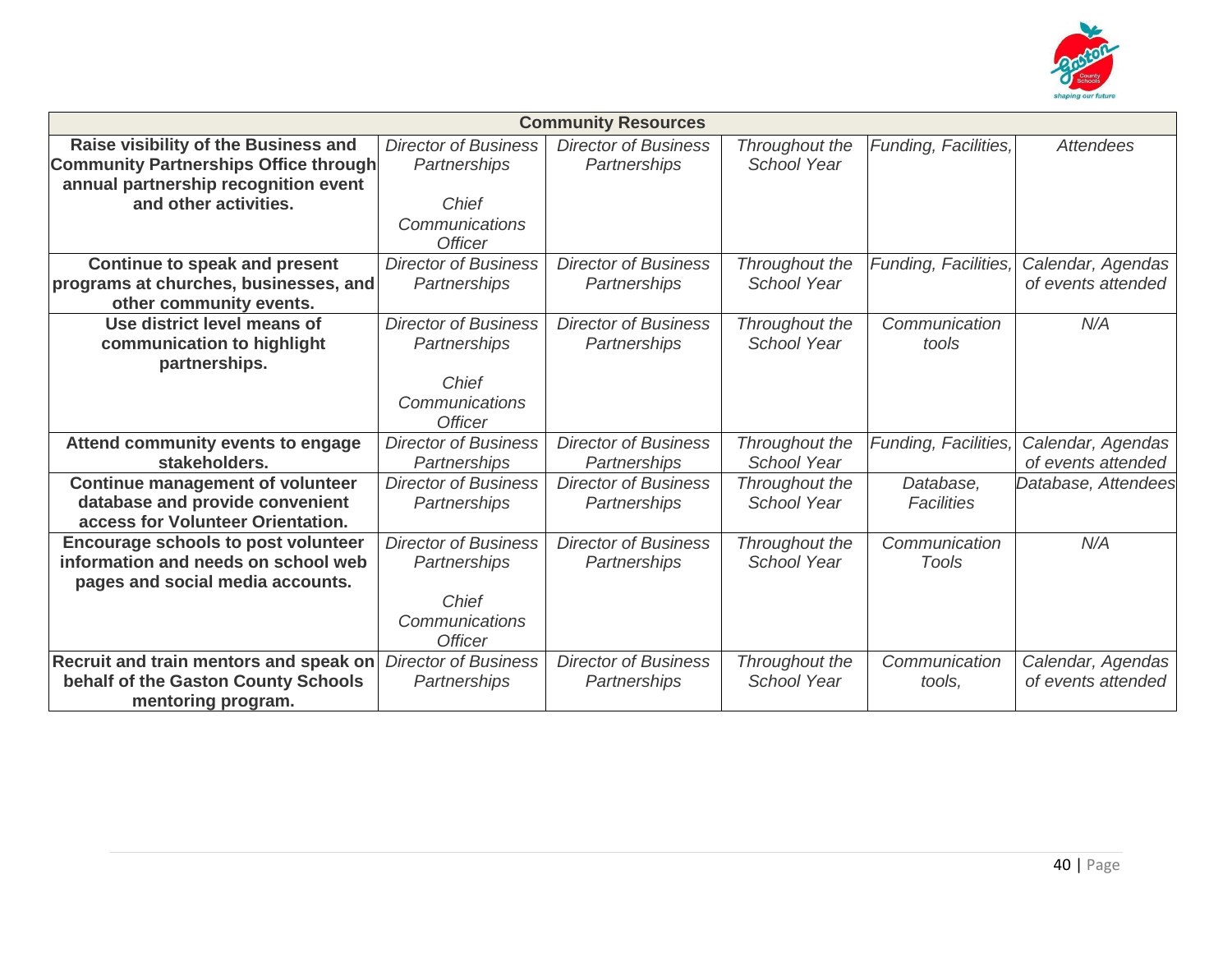| Community Resources | | | | | |
|---|---|---|---|---|---|
| **Raise visibility of the Business and Community Partnerships Office through annual partnership recognition event and other activities.** | *Director of Business Partnerships*<br><br>*Chief Communications Officer* | *Director of Business Partnerships* | *Throughout the School Year* | *Funding, Facilities,* | *Attendees* |
| **Continue to speak and present programs at churches, businesses, and other community events.** | *Director of Business Partnerships* | *Director of Business Partnerships* | *Throughout the School Year* | *Funding, Facilities,* | *Calendar, Agendas of events attended* |
| **Use district level means of communication to highlight partnerships.** | *Director of Business Partnerships*<br><br>*Chief Communications Officer* | *Director of Business Partnerships* | *Throughout the School Year* | *Communication tools* | *N/A* |
| **Attend community events to engage stakeholders.** | *Director of Business Partnerships* | *Director of Business Partnerships* | *Throughout the School Year* | *Funding, Facilities,* | *Calendar, Agendas of events attended* |
| **Continue management of volunteer database and provide convenient access for Volunteer Orientation.** | *Director of Business Partnerships* | *Director of Business Partnerships* | *Throughout the School Year* | *Database, Facilities* | *Database, Attendees* |
| **Encourage schools to post volunteer information and needs on school web pages and social media accounts.** | *Director of Business Partnerships*<br><br>*Chief Communications Officer* | *Director of Business Partnerships* | *Throughout the School Year* | *Communication Tools* | *N/A* |
| **Recruit and train mentors and speak on behalf of the Gaston County Schools mentoring program.** | *Director of Business Partnerships* | *Director of Business Partnerships* | *Throughout the School Year* | *Communication tools,* | *Calendar, Agendas of events attended* |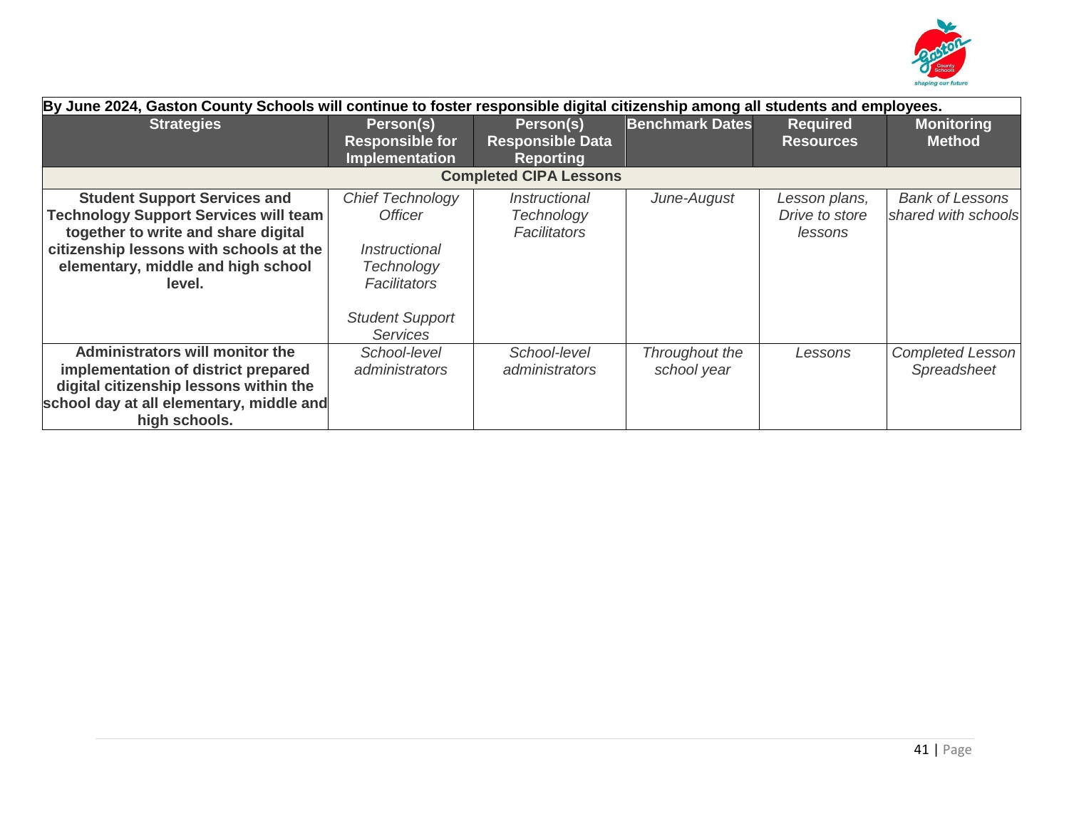| By June 2024, Gaston County Schools will continue to foster responsible digital citizenship among all students and employees. | | | | | |
|---|---|---|---|---|---|
| **Strategies** | **Person(s) Responsible for Implementation** | **Person(s) Responsible Data Reporting** | **Benchmark Dates** | **Required Resources** | **Monitoring Method** |
| **Completed CIPA Lessons** | | | | | |
| **Student Support Services and Technology Support Services will team together to write and share digital citizenship lessons with schools at the elementary, middle and high school level.** | *Chief Technology Officer*<br><br>*Instructional Technology Facilitators*<br><br>*Student Support Services* | *Instructional Technology Facilitators* | *June-August* | *Lesson plans, Drive to store lessons* | *Bank of Lessons shared with schools* |
| **Administrators will monitor the implementation of district prepared digital citizenship lessons within the school day at all elementary, middle and high schools.** | *School-level administrators* | *School-level administrators* | *Throughout the school year* | *Lessons* | *Completed Lesson Spreadsheet* |